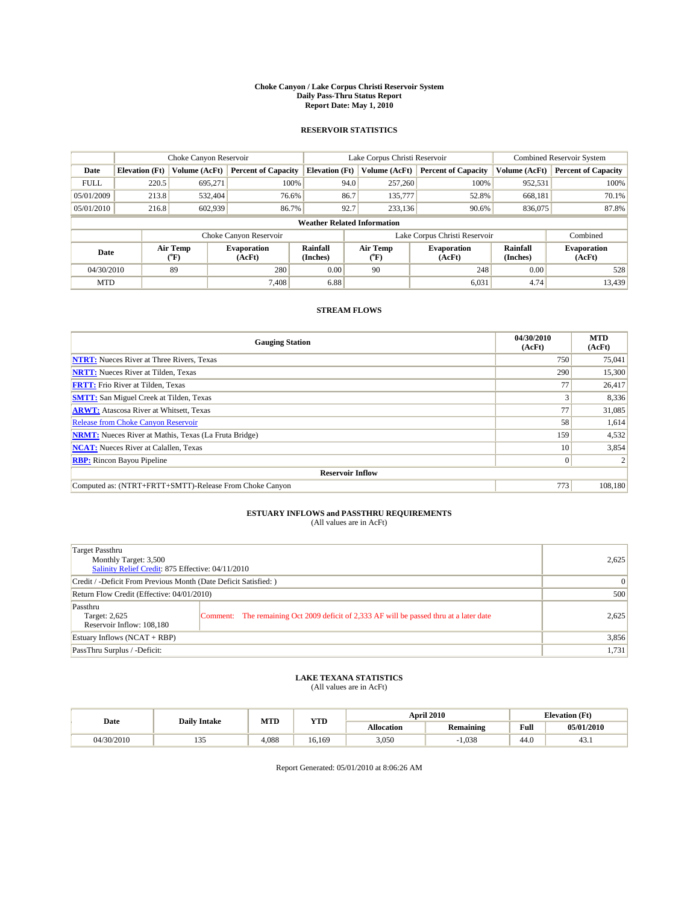# Choke Canyon / Lake Corpus Christi Reservoir System
## Daily Pass-Thru Status Report
### Report Date: May 1, 2010

## RESERVOIR STATISTICS

| | Choke Canyon Reservoir | | | Lake Corpus Christi Reservoir | | | Combined Reservoir System | |
|---|---|---|---|---|---|---|---|---|
| Date | Elevation (Ft) | Volume (AcFt) | Percent of Capacity | Elevation (Ft) | Volume (AcFt) | Percent of Capacity | Volume (AcFt) | Percent of Capacity |
| FULL | 220.5 | 695,271 | 100% | 94.0 | 257,260 | 100% | 952,531 | 100% |
| 05/01/2009 | 213.8 | 532,404 | 76.6% | 86.7 | 135,777 | 52.8% | 668,181 | 70.1% |
| 05/01/2010 | 216.8 | 602,939 | 86.7% | 92.7 | 233,136 | 90.6% | 836,075 | 87.8% |

**Weather Related Information**

| | Choke Canyon Reservoir | | | Lake Corpus Christi Reservoir | | | Combined |
|---|---|---|---|---|---|---|---|
| Date | Air Temp (°F) | Evaporation (AcFt) | Rainfall (Inches) | Air Temp (°F) | Evaporation (AcFt) | Rainfall (Inches) | Evaporation (AcFt) |
| 04/30/2010 | 89 | 280 | 0.00 | 90 | 248 | 0.00 | 528 |
| MTD | | 7,408 | 6.88 | | 6,031 | 4.74 | 13,439 |

## STREAM FLOWS

| Gauging Station | 04/30/2010 (AcFt) | MTD (AcFt) |
|---|---|---|
| NTRT: Nueces River at Three Rivers, Texas | 750 | 75,041 |
| NRTT: Nueces River at Tilden, Texas | 290 | 15,300 |
| FRTT: Frio River at Tilden, Texas | 77 | 26,417 |
| SMTT: San Miguel Creek at Tilden, Texas | 3 | 8,336 |
| ARWT: Atascosa River at Whitsett, Texas | 77 | 31,085 |
| Release from Choke Canyon Reservoir | 58 | 1,614 |
| NRMT: Nueces River at Mathis, Texas (La Fruta Bridge) | 159 | 4,532 |
| NCAT: Nueces River at Calallen, Texas | 10 | 3,854 |
| RBP: Rincon Bayou Pipeline | 0 | 2 |
| **Reservoir Inflow** | | |
| Computed as: (NTRT+FRTT+SMTT)-Release From Choke Canyon | 773 | 108,180 |

## ESTUARY INFLOWS and PASSTHRU REQUIREMENTS
(All values are in AcFt)

| | | |
|---|---|---|
| Target Passthru<br>Monthly Target: 3,500<br>Salinity Relief Credit: 875 Effective: 04/11/2010 | | 2,625 |
| Credit / -Deficit From Previous Month (Date Deficit Satisfied: ) | | 0 |
| Return Flow Credit (Effective: 04/01/2010) | | 500 |
| Passthru<br>Target: 2,625<br>Reservoir Inflow: 108,180 | Comment: The remaining Oct 2009 deficit of 2,333 AF will be passed thru at a later date | 2,625 |
| Estuary Inflows (NCAT + RBP) | | 3,856 |
| PassThru Surplus / -Deficit: | | 1,731 |

## LAKE TEXANA STATISTICS
(All values are in AcFt)

| Date | Daily Intake | MTD | YTD | April 2010 | | Elevation (Ft) | |
|---|---|---|---|---|---|---|---|
| | | | | Allocation | Remaining | Full | 05/01/2010 |
| 04/30/2010 | 135 | 4,088 | 16,169 | 3,050 | -1,038 | 44.0 | 43.1 |

Report Generated: 05/01/2010 at 8:06:26 AM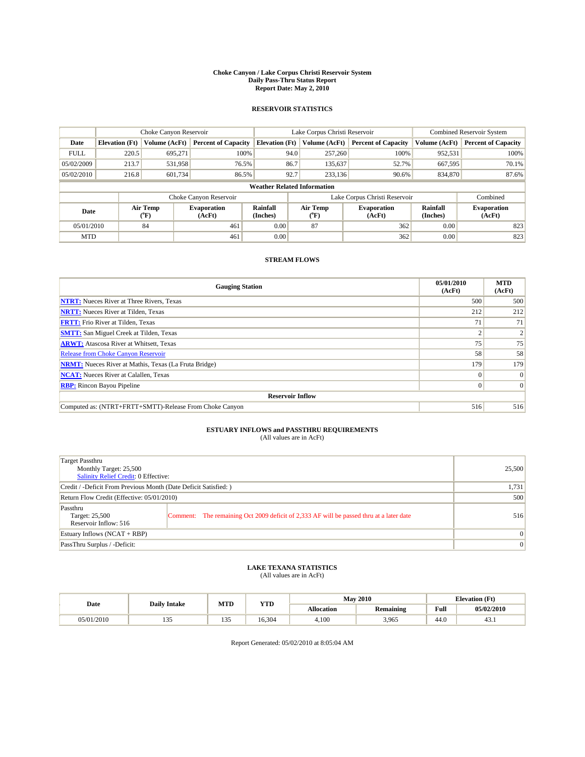# Choke Canyon / Lake Corpus Christi Reservoir System
## Daily Pass-Thru Status Report
### Report Date: May 2, 2010

## RESERVOIR STATISTICS

| | Choke Canyon Reservoir | | | Lake Corpus Christi Reservoir | | | Combined Reservoir System | |
|---|---|---|---|---|---|---|---|---|
| Date | Elevation (Ft) | Volume (AcFt) | Percent of Capacity | Elevation (Ft) | Volume (AcFt) | Percent of Capacity | Volume (AcFt) | Percent of Capacity |
| FULL | 220.5 | 695,271 | 100% | 94.0 | 257,260 | 100% | 952,531 | 100% |
| 05/02/2009 | 213.7 | 531,958 | 76.5% | 86.7 | 135,637 | 52.7% | 667,595 | 70.1% |
| 05/02/2010 | 216.8 | 601,734 | 86.5% | 92.7 | 233,136 | 90.6% | 834,870 | 87.6% |

**Weather Related Information**

| | Choke Canyon Reservoir | | | Lake Corpus Christi Reservoir | | | Combined |
|---|---|---|---|---|---|---|---|
| Date | Air Temp (°F) | Evaporation (AcFt) | Rainfall (Inches) | Air Temp (°F) | Evaporation (AcFt) | Rainfall (Inches) | Evaporation (AcFt) |
| 05/01/2010 | 84 | 461 | 0.00 | 87 | 362 | 0.00 | 823 |
| MTD | | 461 | 0.00 | | 362 | 0.00 | 823 |

## STREAM FLOWS

| Gauging Station | 05/01/2010 (AcFt) | MTD (AcFt) |
|---|---|---|
| NTRT: Nueces River at Three Rivers, Texas | 500 | 500 |
| NRTT: Nueces River at Tilden, Texas | 212 | 212 |
| FRTT: Frio River at Tilden, Texas | 71 | 71 |
| SMTT: San Miguel Creek at Tilden, Texas | 2 | 2 |
| ARWT: Atascosa River at Whitsett, Texas | 75 | 75 |
| Release from Choke Canyon Reservoir | 58 | 58 |
| NRMT: Nueces River at Mathis, Texas (La Fruta Bridge) | 179 | 179 |
| NCAT: Nueces River at Calallen, Texas | 0 | 0 |
| RBP: Rincon Bayou Pipeline | 0 | 0 |
| **Reservoir Inflow** | | |
| Computed as: (NTRT+FRTT+SMTT)-Release From Choke Canyon | 516 | 516 |

## ESTUARY INFLOWS and PASSTHRU REQUIREMENTS
(All values are in AcFt)

| | | |
|---|---|---|
| Target Passthru<br>Monthly Target: 25,500<br>Salinity Relief Credit: 0 Effective: | | 25,500 |
| Credit / -Deficit From Previous Month (Date Deficit Satisfied: ) | | 1,731 |
| Return Flow Credit (Effective: 05/01/2010) | | 500 |
| Passthru<br>Target: 25,500<br>Reservoir Inflow: 516 | Comment: The remaining Oct 2009 deficit of 2,333 AF will be passed thru at a later date | 516 |
| Estuary Inflows (NCAT + RBP) | | 0 |
| PassThru Surplus / -Deficit: | | 0 |

## LAKE TEXANA STATISTICS
(All values are in AcFt)

| Date | Daily Intake | MTD | YTD | May 2010 | | Elevation (Ft) | |
|---|---|---|---|---|---|---|---|
| | | | | Allocation | Remaining | Full | 05/02/2010 |
| 05/01/2010 | 135 | 135 | 16,304 | 4,100 | 3,965 | 44.0 | 43.1 |

Report Generated: 05/02/2010 at 8:05:04 AM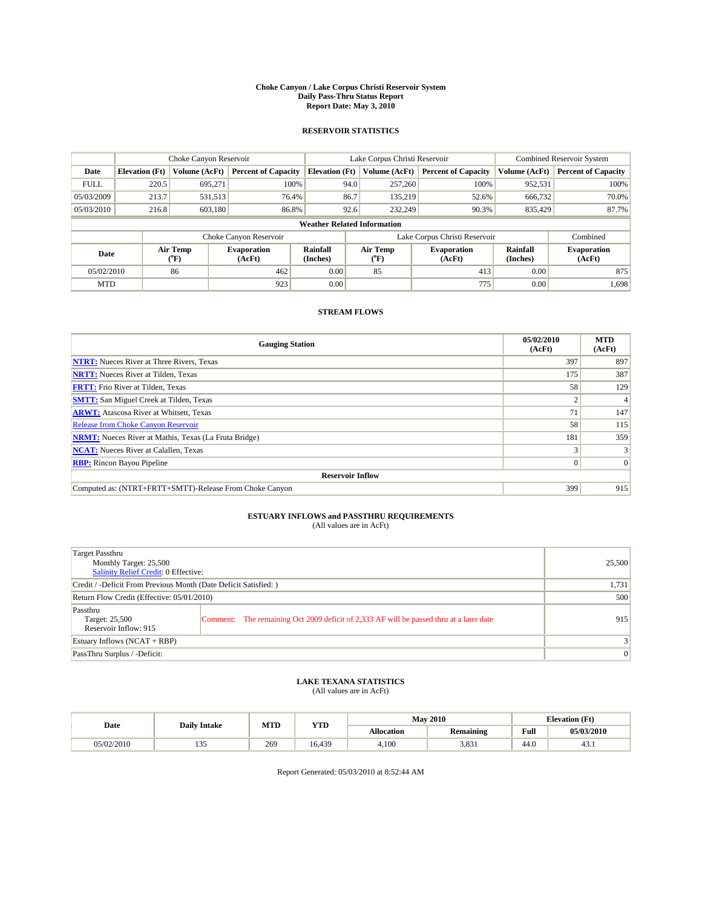# Choke Canyon / Lake Corpus Christi Reservoir System
## Daily Pass-Thru Status Report
## Report Date: May 3, 2010

### RESERVOIR STATISTICS

| | Choke Canyon Reservoir | | | Lake Corpus Christi Reservoir | | | Combined Reservoir System | |
|---|---|---|---|---|---|---|---|---|
| Date | Elevation (Ft) | Volume (AcFt) | Percent of Capacity | Elevation (Ft) | Volume (AcFt) | Percent of Capacity | Volume (AcFt) | Percent of Capacity |
| FULL | 220.5 | 695,271 | 100% | 94.0 | 257,260 | 100% | 952,531 | 100% |
| 05/03/2009 | 213.7 | 531,513 | 76.4% | 86.7 | 135,219 | 52.6% | 666,732 | 70.0% |
| 05/03/2010 | 216.8 | 603,180 | 86.8% | 92.6 | 232,249 | 90.3% | 835,429 | 87.7% |

**Weather Related Information**

| | Choke Canyon Reservoir | | | Lake Corpus Christi Reservoir | | | Combined |
|---|---|---|---|---|---|---|---|
| Date | Air Temp (°F) | Evaporation (AcFt) | Rainfall (Inches) | Air Temp (°F) | Evaporation (AcFt) | Rainfall (Inches) | Evaporation (AcFt) |
| 05/02/2010 | 86 | 462 | 0.00 | 85 | 413 | 0.00 | 875 |
| MTD | | 923 | 0.00 | | 775 | 0.00 | 1,698 |

### STREAM FLOWS

| Gauging Station | 05/02/2010 (AcFt) | MTD (AcFt) |
|---|---|---|
| NTRT: Nueces River at Three Rivers, Texas | 397 | 897 |
| NRTT: Nueces River at Tilden, Texas | 175 | 387 |
| FRTT: Frio River at Tilden, Texas | 58 | 129 |
| SMTT: San Miguel Creek at Tilden, Texas | 2 | 4 |
| ARWT: Atascosa River at Whitsett, Texas | 71 | 147 |
| Release from Choke Canyon Reservoir | 58 | 115 |
| NRMT: Nueces River at Mathis, Texas (La Fruta Bridge) | 181 | 359 |
| NCAT: Nueces River at Calallen, Texas | 3 | 3 |
| RBP: Rincon Bayou Pipeline | 0 | 0 |
| **Reservoir Inflow** | | |
| Computed as: (NTRT+FRTT+SMTT)-Release From Choke Canyon | 399 | 915 |

### ESTUARY INFLOWS and PASSTHRU REQUIREMENTS
(All values are in AcFt)

| | | |
|---|---|---|
| Target Passthru<br>Monthly Target: 25,500<br>Salinity Relief Credit: 0 Effective: | | 25,500 |
| Credit / -Deficit From Previous Month (Date Deficit Satisfied: ) | | 1,731 |
| Return Flow Credit (Effective: 05/01/2010) | | 500 |
| Passthru<br>Target: 25,500<br>Reservoir Inflow: 915 | Comment: The remaining Oct 2009 deficit of 2,333 AF will be passed thru at a later date | 915 |
| Estuary Inflows (NCAT + RBP) | | 3 |
| PassThru Surplus / -Deficit: | | 0 |

### LAKE TEXANA STATISTICS
(All values are in AcFt)

| Date | Daily Intake | MTD | YTD | May 2010 | | Elevation (Ft) | |
|---|---|---|---|---|---|---|---|
| | | | | Allocation | Remaining | Full | 05/03/2010 |
| 05/02/2010 | 135 | 269 | 16,439 | 4,100 | 3,831 | 44.0 | 43.1 |

Report Generated: 05/03/2010 at 8:52:44 AM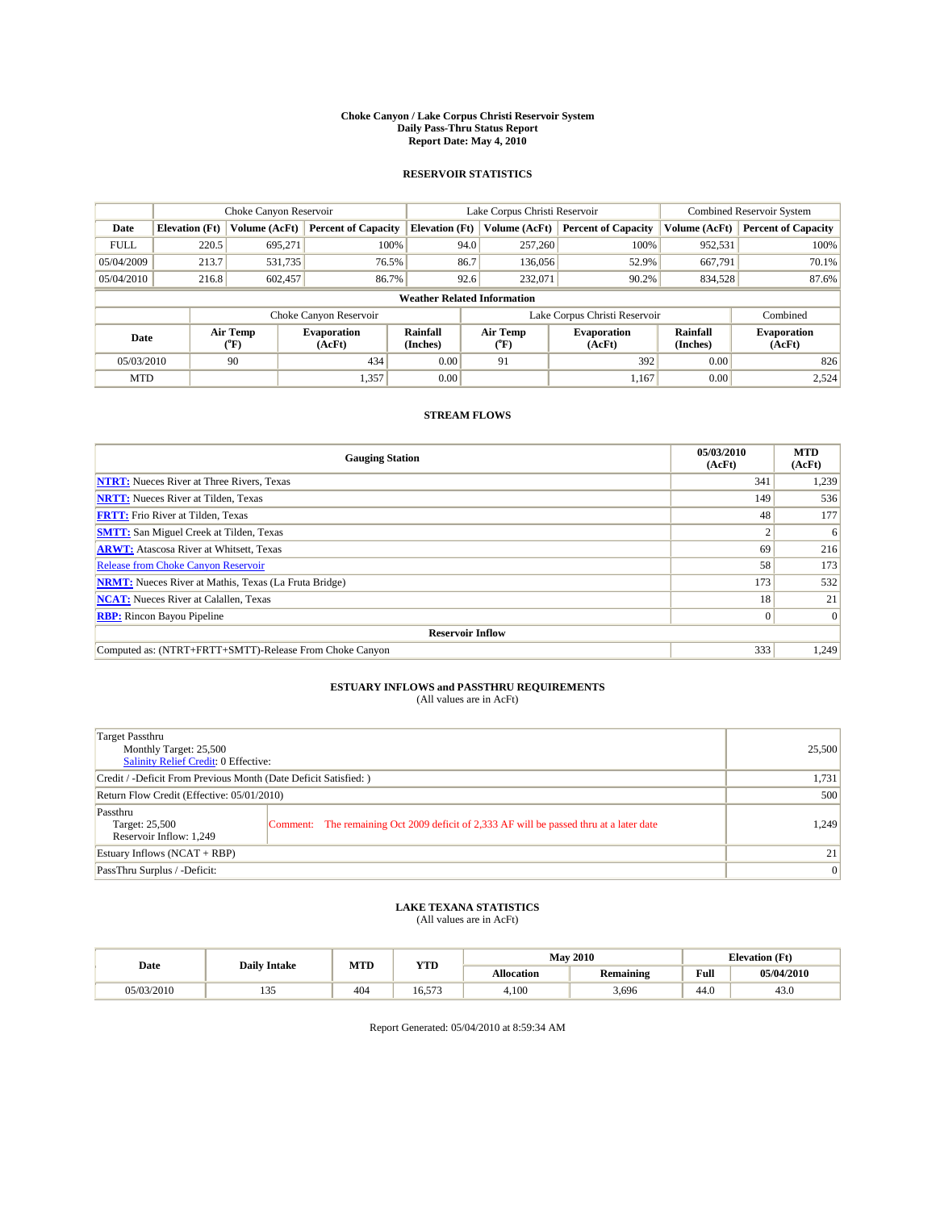# Choke Canyon / Lake Corpus Christi Reservoir System
## Daily Pass-Thru Status Report
## Report Date: May 4, 2010

### RESERVOIR STATISTICS

| | Choke Canyon Reservoir | | | Lake Corpus Christi Reservoir | | | Combined Reservoir System | |
|---|---|---|---|---|---|---|---|---|
| Date | Elevation (Ft) | Volume (AcFt) | Percent of Capacity | Elevation (Ft) | Volume (AcFt) | Percent of Capacity | Volume (AcFt) | Percent of Capacity |
| FULL | 220.5 | 695,271 | 100% | 94.0 | 257,260 | 100% | 952,531 | 100% |
| 05/04/2009 | 213.7 | 531,735 | 76.5% | 86.7 | 136,056 | 52.9% | 667,791 | 70.1% |
| 05/04/2010 | 216.8 | 602,457 | 86.7% | 92.6 | 232,071 | 90.2% | 834,528 | 87.6% |

**Weather Related Information**

| | Choke Canyon Reservoir | | | Lake Corpus Christi Reservoir | | | Combined |
|---|---|---|---|---|---|---|---|
| Date | Air Temp (°F) | Evaporation (AcFt) | Rainfall (Inches) | Air Temp (°F) | Evaporation (AcFt) | Rainfall (Inches) | Evaporation (AcFt) |
| 05/03/2010 | 90 | 434 | 0.00 | 91 | 392 | 0.00 | 826 |
| MTD | | 1,357 | 0.00 | | 1,167 | 0.00 | 2,524 |

### STREAM FLOWS

| Gauging Station | 05/03/2010 (AcFt) | MTD (AcFt) |
|---|---|---|
| NTRT: Nueces River at Three Rivers, Texas | 341 | 1,239 |
| NRTT: Nueces River at Tilden, Texas | 149 | 536 |
| FRTT: Frio River at Tilden, Texas | 48 | 177 |
| SMTT: San Miguel Creek at Tilden, Texas | 2 | 6 |
| ARWT: Atascosa River at Whitsett, Texas | 69 | 216 |
| Release from Choke Canyon Reservoir | 58 | 173 |
| NRMT: Nueces River at Mathis, Texas (La Fruta Bridge) | 173 | 532 |
| NCAT: Nueces River at Calallen, Texas | 18 | 21 |
| RBP: Rincon Bayou Pipeline | 0 | 0 |
| **Reservoir Inflow** | | |
| Computed as: (NTRT+FRTT+SMTT)-Release From Choke Canyon | 333 | 1,249 |

### ESTUARY INFLOWS and PASSTHRU REQUIREMENTS
(All values are in AcFt)

| | |
|---|---|
| Target Passthru<br>Monthly Target: 25,500<br>Salinity Relief Credit: 0 Effective: | 25,500 |
| Credit / -Deficit From Previous Month (Date Deficit Satisfied: ) | 1,731 |
| Return Flow Credit (Effective: 05/01/2010) | 500 |
| Passthru<br>Target: 25,500<br>Reservoir Inflow: 1,249 — Comment: The remaining Oct 2009 deficit of 2,333 AF will be passed thru at a later date | 1,249 |
| Estuary Inflows (NCAT + RBP) | 21 |
| PassThru Surplus / -Deficit: | 0 |

### LAKE TEXANA STATISTICS
(All values are in AcFt)

| Date | Daily Intake | MTD | YTD | May 2010 | | Elevation (Ft) | |
|---|---|---|---|---|---|---|---|
| | | | | Allocation | Remaining | Full | 05/04/2010 |
| 05/03/2010 | 135 | 404 | 16,573 | 4,100 | 3,696 | 44.0 | 43.0 |

Report Generated: 05/04/2010 at 8:59:34 AM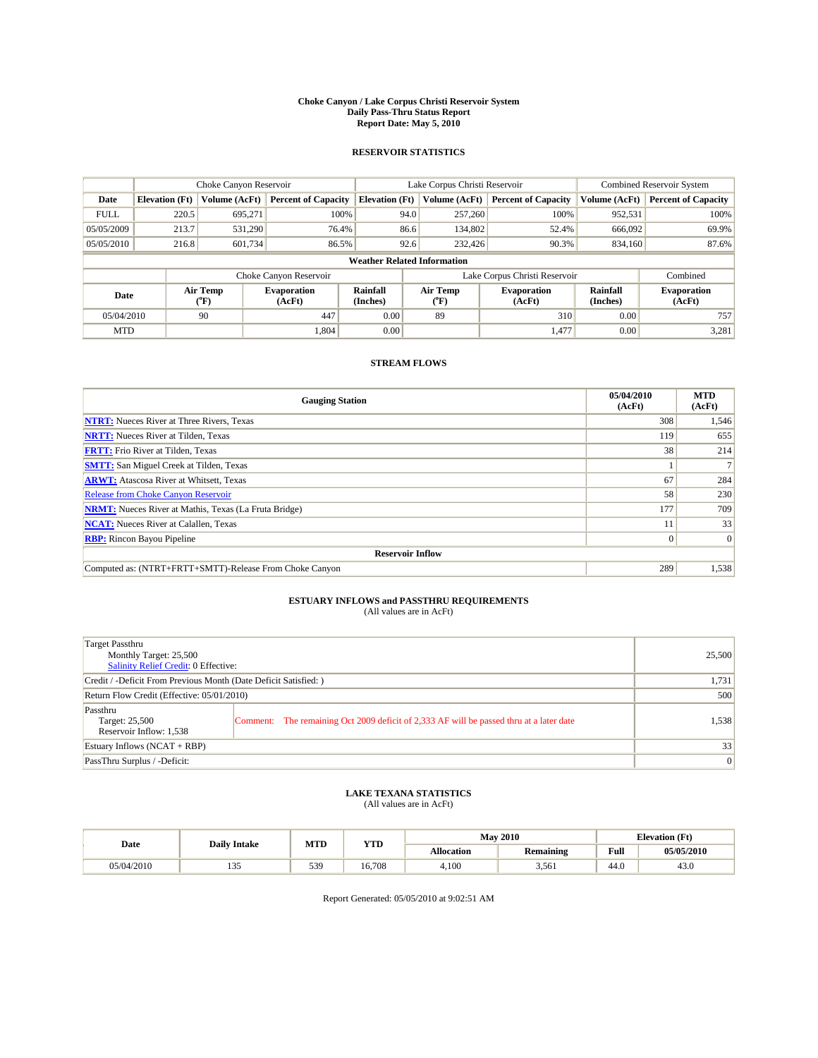# Choke Canyon / Lake Corpus Christi Reservoir System
## Daily Pass-Thru Status Report
## Report Date: May 5, 2010

### RESERVOIR STATISTICS

| | Choke Canyon Reservoir | | | Lake Corpus Christi Reservoir | | | Combined Reservoir System | |
|---|---|---|---|---|---|---|---|---|
| Date | Elevation (Ft) | Volume (AcFt) | Percent of Capacity | Elevation (Ft) | Volume (AcFt) | Percent of Capacity | Volume (AcFt) | Percent of Capacity |
| FULL | 220.5 | 695,271 | 100% | 94.0 | 257,260 | 100% | 952,531 | 100% |
| 05/05/2009 | 213.7 | 531,290 | 76.4% | 86.6 | 134,802 | 52.4% | 666,092 | 69.9% |
| 05/05/2010 | 216.8 | 601,734 | 86.5% | 92.6 | 232,426 | 90.3% | 834,160 | 87.6% |

**Weather Related Information**

| | Choke Canyon Reservoir | | | Lake Corpus Christi Reservoir | | | Combined |
|---|---|---|---|---|---|---|---|
| Date | Air Temp (°F) | Evaporation (AcFt) | Rainfall (Inches) | Air Temp (°F) | Evaporation (AcFt) | Rainfall (Inches) | Evaporation (AcFt) |
| 05/04/2010 | 90 | 447 | 0.00 | 89 | 310 | 0.00 | 757 |
| MTD | | 1,804 | 0.00 | | 1,477 | 0.00 | 3,281 |

### STREAM FLOWS

| Gauging Station | 05/04/2010 (AcFt) | MTD (AcFt) |
|---|---|---|
| NTRT: Nueces River at Three Rivers, Texas | 308 | 1,546 |
| NRTT: Nueces River at Tilden, Texas | 119 | 655 |
| FRTT: Frio River at Tilden, Texas | 38 | 214 |
| SMTT: San Miguel Creek at Tilden, Texas | 1 | 7 |
| ARWT: Atascosa River at Whitsett, Texas | 67 | 284 |
| Release from Choke Canyon Reservoir | 58 | 230 |
| NRMT: Nueces River at Mathis, Texas (La Fruta Bridge) | 177 | 709 |
| NCAT: Nueces River at Calallen, Texas | 11 | 33 |
| RBP: Rincon Bayou Pipeline | 0 | 0 |
| **Reservoir Inflow** | | |
| Computed as: (NTRT+FRTT+SMTT)-Release From Choke Canyon | 289 | 1,538 |

### ESTUARY INFLOWS and PASSTHRU REQUIREMENTS
(All values are in AcFt)

| | |
|---|---|
| Target Passthru<br>Monthly Target: 25,500<br>Salinity Relief Credit: 0 Effective: | 25,500 |
| Credit / -Deficit From Previous Month (Date Deficit Satisfied: ) | 1,731 |
| Return Flow Credit (Effective: 05/01/2010) | 500 |
| Passthru<br>Target: 25,500<br>Reservoir Inflow: 1,538<br>Comment: The remaining Oct 2009 deficit of 2,333 AF will be passed thru at a later date | 1,538 |
| Estuary Inflows (NCAT + RBP) | 33 |
| PassThru Surplus / -Deficit: | 0 |

### LAKE TEXANA STATISTICS
(All values are in AcFt)

| Date | Daily Intake | MTD | YTD | May 2010 | | Elevation (Ft) | |
|---|---|---|---|---|---|---|---|
| | | | | Allocation | Remaining | Full | 05/05/2010 |
| 05/04/2010 | 135 | 539 | 16,708 | 4,100 | 3,561 | 44.0 | 43.0 |

Report Generated: 05/05/2010 at 9:02:51 AM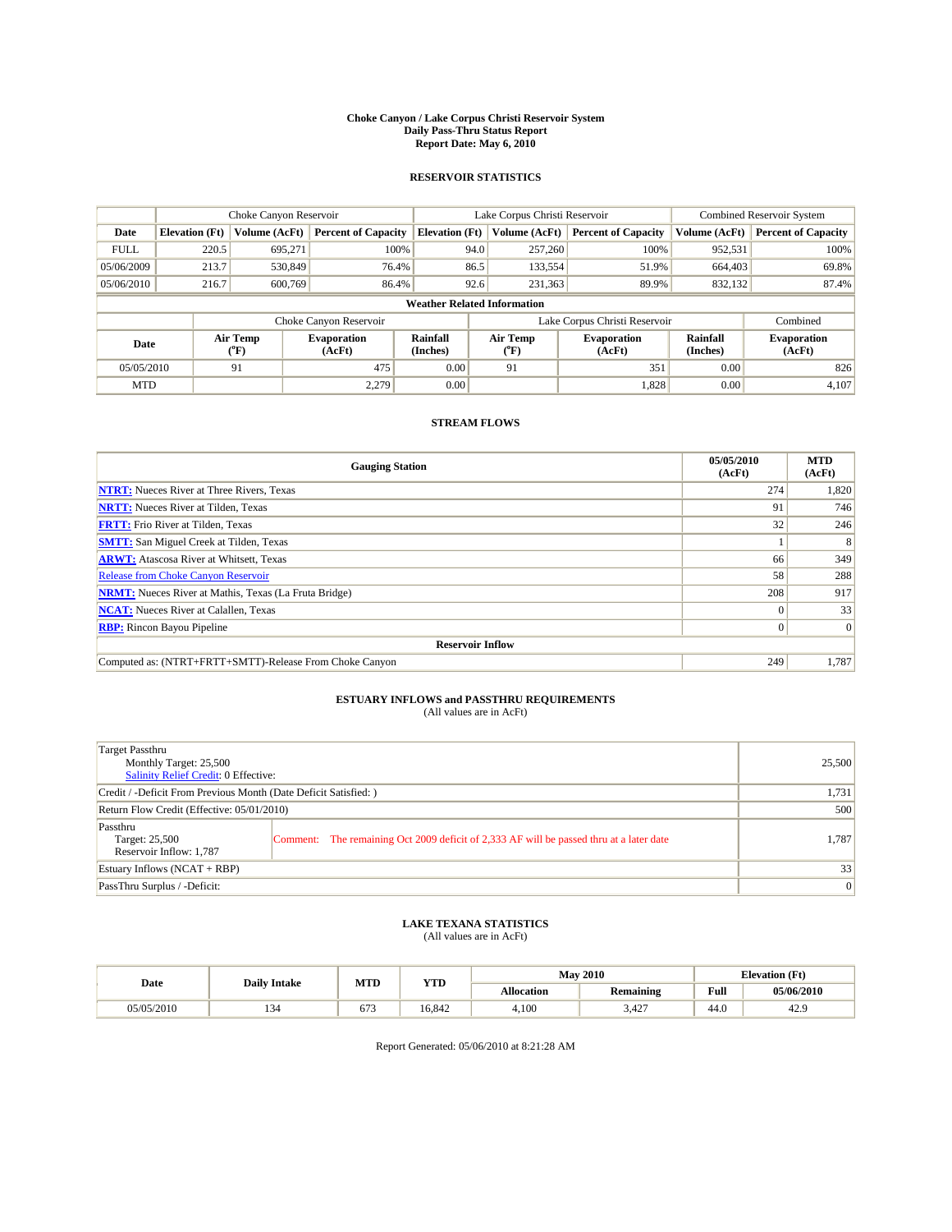# Choke Canyon / Lake Corpus Christi Reservoir System
## Daily Pass-Thru Status Report
### Report Date: May 6, 2010

## RESERVOIR STATISTICS

| | Choke Canyon Reservoir | | | Lake Corpus Christi Reservoir | | | Combined Reservoir System | |
|---|---|---|---|---|---|---|---|---|
| Date | Elevation (Ft) | Volume (AcFt) | Percent of Capacity | Elevation (Ft) | Volume (AcFt) | Percent of Capacity | Volume (AcFt) | Percent of Capacity |
| FULL | 220.5 | 695,271 | 100% | 94.0 | 257,260 | 100% | 952,531 | 100% |
| 05/06/2009 | 213.7 | 530,849 | 76.4% | 86.5 | 133,554 | 51.9% | 664,403 | 69.8% |
| 05/06/2010 | 216.7 | 600,769 | 86.4% | 92.6 | 231,363 | 89.9% | 832,132 | 87.4% |

**Weather Related Information**

| | Choke Canyon Reservoir | | | Lake Corpus Christi Reservoir | | | Combined |
|---|---|---|---|---|---|---|---|
| Date | Air Temp (°F) | Evaporation (AcFt) | Rainfall (Inches) | Air Temp (°F) | Evaporation (AcFt) | Rainfall (Inches) | Evaporation (AcFt) |
| 05/05/2010 | 91 | 475 | 0.00 | 91 | 351 | 0.00 | 826 |
| MTD | | 2,279 | 0.00 | | 1,828 | 0.00 | 4,107 |

## STREAM FLOWS

| Gauging Station | 05/05/2010 (AcFt) | MTD (AcFt) |
|---|---|---|
| NTRT: Nueces River at Three Rivers, Texas | 274 | 1,820 |
| NRTT: Nueces River at Tilden, Texas | 91 | 746 |
| FRTT: Frio River at Tilden, Texas | 32 | 246 |
| SMTT: San Miguel Creek at Tilden, Texas | 1 | 8 |
| ARWT: Atascosa River at Whitsett, Texas | 66 | 349 |
| Release from Choke Canyon Reservoir | 58 | 288 |
| NRMT: Nueces River at Mathis, Texas (La Fruta Bridge) | 208 | 917 |
| NCAT: Nueces River at Calallen, Texas | 0 | 33 |
| RBP: Rincon Bayou Pipeline | 0 | 0 |
| **Reservoir Inflow** | | |
| Computed as: (NTRT+FRTT+SMTT)-Release From Choke Canyon | 249 | 1,787 |

## ESTUARY INFLOWS and PASSTHRU REQUIREMENTS
(All values are in AcFt)

| | | |
|---|---|---|
| Target Passthru<br>Monthly Target: 25,500<br>Salinity Relief Credit: 0 Effective: | | 25,500 |
| Credit / -Deficit From Previous Month (Date Deficit Satisfied: ) | | 1,731 |
| Return Flow Credit (Effective: 05/01/2010) | | 500 |
| Passthru<br>Target: 25,500<br>Reservoir Inflow: 1,787 | Comment: The remaining Oct 2009 deficit of 2,333 AF will be passed thru at a later date | 1,787 |
| Estuary Inflows (NCAT + RBP) | | 33 |
| PassThru Surplus / -Deficit: | | 0 |

## LAKE TEXANA STATISTICS
(All values are in AcFt)

| Date | Daily Intake | MTD | YTD | May 2010 | | Elevation (Ft) | |
|---|---|---|---|---|---|---|---|
| | | | | Allocation | Remaining | Full | 05/06/2010 |
| 05/05/2010 | 134 | 673 | 16,842 | 4,100 | 3,427 | 44.0 | 42.9 |

Report Generated: 05/06/2010 at 8:21:28 AM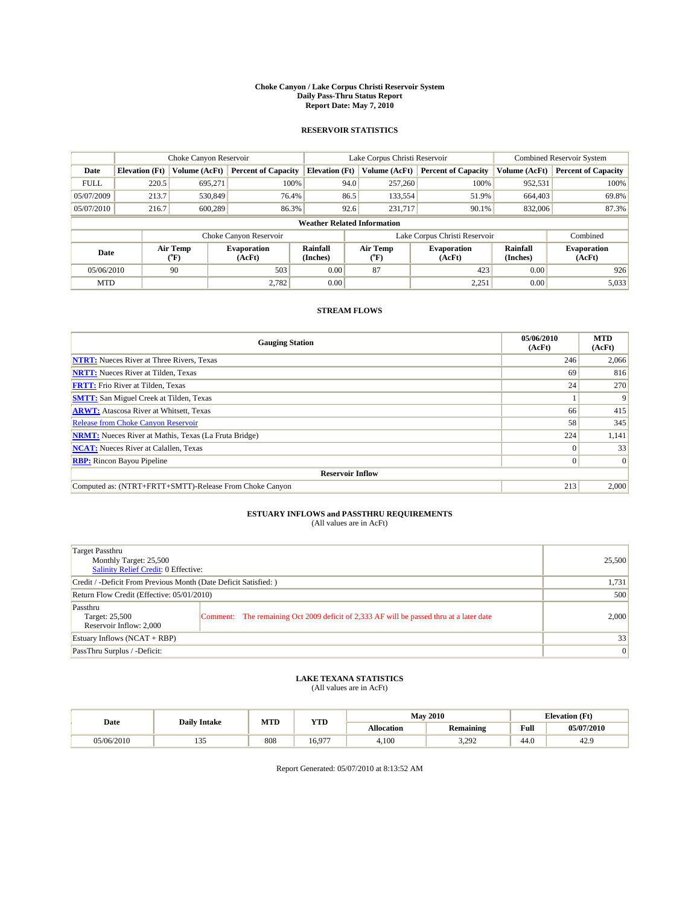# Choke Canyon / Lake Corpus Christi Reservoir System
## Daily Pass-Thru Status Report
### Report Date: May 7, 2010

## RESERVOIR STATISTICS

| | Choke Canyon Reservoir | | | Lake Corpus Christi Reservoir | | | Combined Reservoir System | |
|---|---|---|---|---|---|---|---|---|
| Date | Elevation (Ft) | Volume (AcFt) | Percent of Capacity | Elevation (Ft) | Volume (AcFt) | Percent of Capacity | Volume (AcFt) | Percent of Capacity |
| FULL | 220.5 | 695,271 | 100% | 94.0 | 257,260 | 100% | 952,531 | 100% |
| 05/07/2009 | 213.7 | 530,849 | 76.4% | 86.5 | 133,554 | 51.9% | 664,403 | 69.8% |
| 05/07/2010 | 216.7 | 600,289 | 86.3% | 92.6 | 231,717 | 90.1% | 832,006 | 87.3% |

**Weather Related Information**

| | Choke Canyon Reservoir | | | Lake Corpus Christi Reservoir | | | Combined |
|---|---|---|---|---|---|---|---|
| Date | Air Temp (°F) | Evaporation (AcFt) | Rainfall (Inches) | Air Temp (°F) | Evaporation (AcFt) | Rainfall (Inches) | Evaporation (AcFt) |
| 05/06/2010 | 90 | 503 | 0.00 | 87 | 423 | 0.00 | 926 |
| MTD | | 2,782 | 0.00 | | 2,251 | 0.00 | 5,033 |

## STREAM FLOWS

| Gauging Station | 05/06/2010 (AcFt) | MTD (AcFt) |
|---|---|---|
| NTRT: Nueces River at Three Rivers, Texas | 246 | 2,066 |
| NRTT: Nueces River at Tilden, Texas | 69 | 816 |
| FRTT: Frio River at Tilden, Texas | 24 | 270 |
| SMTT: San Miguel Creek at Tilden, Texas | 1 | 9 |
| ARWT: Atascosa River at Whitsett, Texas | 66 | 415 |
| Release from Choke Canyon Reservoir | 58 | 345 |
| NRMT: Nueces River at Mathis, Texas (La Fruta Bridge) | 224 | 1,141 |
| NCAT: Nueces River at Calallen, Texas | 0 | 33 |
| RBP: Rincon Bayou Pipeline | 0 | 0 |
| **Reservoir Inflow** | | |
| Computed as: (NTRT+FRTT+SMTT)-Release From Choke Canyon | 213 | 2,000 |

## ESTUARY INFLOWS and PASSTHRU REQUIREMENTS
(All values are in AcFt)

| | | |
|---|---|---|
| Target Passthru<br>Monthly Target: 25,500<br>Salinity Relief Credit: 0 Effective: | | 25,500 |
| Credit / -Deficit From Previous Month (Date Deficit Satisfied: ) | | 1,731 |
| Return Flow Credit (Effective: 05/01/2010) | | 500 |
| Passthru<br>Target: 25,500<br>Reservoir Inflow: 2,000 | Comment: The remaining Oct 2009 deficit of 2,333 AF will be passed thru at a later date | 2,000 |
| Estuary Inflows (NCAT + RBP) | | 33 |
| PassThru Surplus / -Deficit: | | 0 |

## LAKE TEXANA STATISTICS
(All values are in AcFt)

| Date | Daily Intake | MTD | YTD | May 2010 | | Elevation (Ft) | |
|---|---|---|---|---|---|---|---|
| | | | | Allocation | Remaining | Full | 05/07/2010 |
| 05/06/2010 | 135 | 808 | 16,977 | 4,100 | 3,292 | 44.0 | 42.9 |

Report Generated: 05/07/2010 at 8:13:52 AM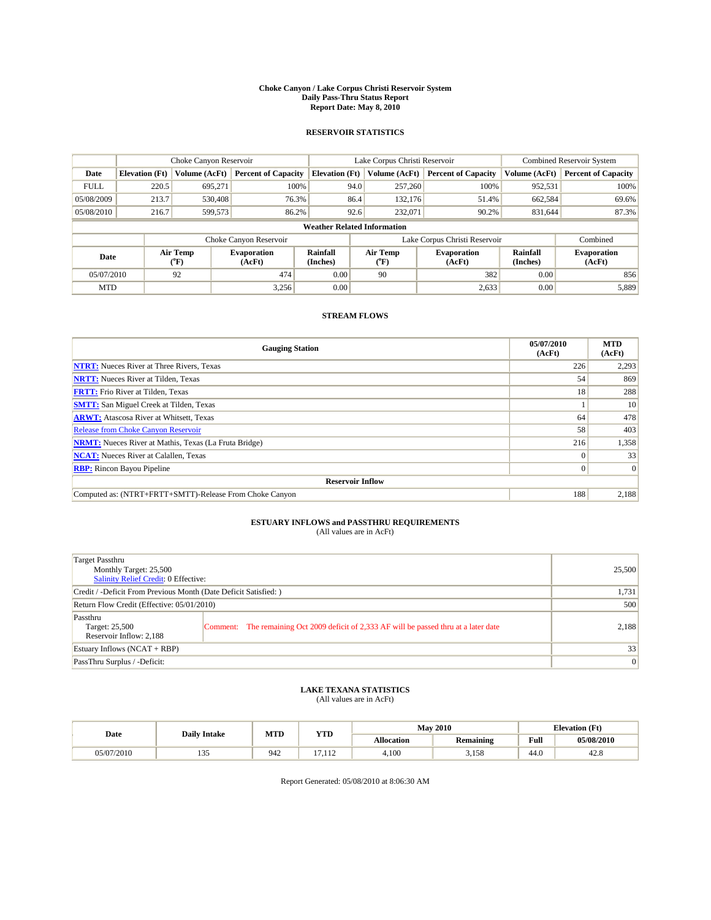# Choke Canyon / Lake Corpus Christi Reservoir System
## Daily Pass-Thru Status Report
### Report Date: May 8, 2010

## RESERVOIR STATISTICS

| | Choke Canyon Reservoir | | | Lake Corpus Christi Reservoir | | | Combined Reservoir System | |
|---|---|---|---|---|---|---|---|---|
| Date | Elevation (Ft) | Volume (AcFt) | Percent of Capacity | Elevation (Ft) | Volume (AcFt) | Percent of Capacity | Volume (AcFt) | Percent of Capacity |
| FULL | 220.5 | 695,271 | 100% | 94.0 | 257,260 | 100% | 952,531 | 100% |
| 05/08/2009 | 213.7 | 530,408 | 76.3% | 86.4 | 132,176 | 51.4% | 662,584 | 69.6% |
| 05/08/2010 | 216.7 | 599,573 | 86.2% | 92.6 | 232,071 | 90.2% | 831,644 | 87.3% |

**Weather Related Information**

| | Choke Canyon Reservoir | | | Lake Corpus Christi Reservoir | | | Combined |
|---|---|---|---|---|---|---|---|
| Date | Air Temp (°F) | Evaporation (AcFt) | Rainfall (Inches) | Air Temp (°F) | Evaporation (AcFt) | Rainfall (Inches) | Evaporation (AcFt) |
| 05/07/2010 | 92 | 474 | 0.00 | 90 | 382 | 0.00 | 856 |
| MTD | | 3,256 | 0.00 | | 2,633 | 0.00 | 5,889 |

## STREAM FLOWS

| Gauging Station | 05/07/2010 (AcFt) | MTD (AcFt) |
|---|---|---|
| **NTRT:** Nueces River at Three Rivers, Texas | 226 | 2,293 |
| **NRTT:** Nueces River at Tilden, Texas | 54 | 869 |
| **FRTT:** Frio River at Tilden, Texas | 18 | 288 |
| **SMTT:** San Miguel Creek at Tilden, Texas | 1 | 10 |
| **ARWT:** Atascosa River at Whitsett, Texas | 64 | 478 |
| Release from Choke Canyon Reservoir | 58 | 403 |
| **NRMT:** Nueces River at Mathis, Texas (La Fruta Bridge) | 216 | 1,358 |
| **NCAT:** Nueces River at Calallen, Texas | 0 | 33 |
| **RBP:** Rincon Bayou Pipeline | 0 | 0 |
| **Reservoir Inflow** | | |
| Computed as: (NTRT+FRTT+SMTT)-Release From Choke Canyon | 188 | 2,188 |

## ESTUARY INFLOWS and PASSTHRU REQUIREMENTS
(All values are in AcFt)

| | | |
|---|---|---|
| Target Passthru<br>Monthly Target: 25,500<br>Salinity Relief Credit: 0 Effective: | | 25,500 |
| Credit / -Deficit From Previous Month (Date Deficit Satisfied: ) | | 1,731 |
| Return Flow Credit (Effective: 05/01/2010) | | 500 |
| Passthru<br>Target: 25,500<br>Reservoir Inflow: 2,188 | Comment: The remaining Oct 2009 deficit of 2,333 AF will be passed thru at a later date | 2,188 |
| Estuary Inflows (NCAT + RBP) | | 33 |
| PassThru Surplus / -Deficit: | | 0 |

## LAKE TEXANA STATISTICS
(All values are in AcFt)

| Date | Daily Intake | MTD | YTD | May 2010 | | Elevation (Ft) | |
|---|---|---|---|---|---|---|---|
| | | | | Allocation | Remaining | Full | 05/08/2010 |
| 05/07/2010 | 135 | 942 | 17,112 | 4,100 | 3,158 | 44.0 | 42.8 |

Report Generated: 05/08/2010 at 8:06:30 AM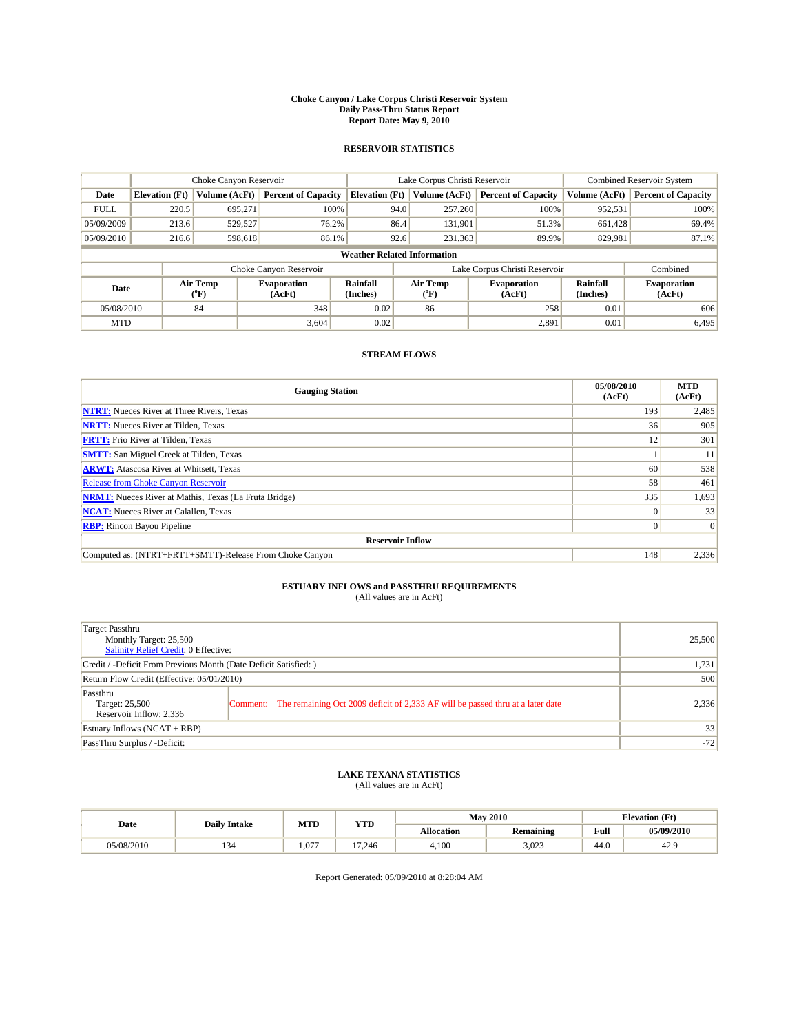# Choke Canyon / Lake Corpus Christi Reservoir System
## Daily Pass-Thru Status Report
## Report Date: May 9, 2010

### RESERVOIR STATISTICS

| | Choke Canyon Reservoir | | | Lake Corpus Christi Reservoir | | | Combined Reservoir System | |
|---|---|---|---|---|---|---|---|---|
| Date | Elevation (Ft) | Volume (AcFt) | Percent of Capacity | Elevation (Ft) | Volume (AcFt) | Percent of Capacity | Volume (AcFt) | Percent of Capacity |
| FULL | 220.5 | 695,271 | 100% | 94.0 | 257,260 | 100% | 952,531 | 100% |
| 05/09/2009 | 213.6 | 529,527 | 76.2% | 86.4 | 131,901 | 51.3% | 661,428 | 69.4% |
| 05/09/2010 | 216.6 | 598,618 | 86.1% | 92.6 | 231,363 | 89.9% | 829,981 | 87.1% |

**Weather Related Information**

| | Choke Canyon Reservoir | | | Lake Corpus Christi Reservoir | | | Combined |
|---|---|---|---|---|---|---|---|
| Date | Air Temp (°F) | Evaporation (AcFt) | Rainfall (Inches) | Air Temp (°F) | Evaporation (AcFt) | Rainfall (Inches) | Evaporation (AcFt) |
| 05/08/2010 | 84 | 348 | 0.02 | 86 | 258 | 0.01 | 606 |
| MTD | | 3,604 | 0.02 | | 2,891 | 0.01 | 6,495 |

### STREAM FLOWS

| Gauging Station | 05/08/2010 (AcFt) | MTD (AcFt) |
|---|---|---|
| NTRT: Nueces River at Three Rivers, Texas | 193 | 2,485 |
| NRTT: Nueces River at Tilden, Texas | 36 | 905 |
| FRTT: Frio River at Tilden, Texas | 12 | 301 |
| SMTT: San Miguel Creek at Tilden, Texas | 1 | 11 |
| ARWT: Atascosa River at Whitsett, Texas | 60 | 538 |
| Release from Choke Canyon Reservoir | 58 | 461 |
| NRMT: Nueces River at Mathis, Texas (La Fruta Bridge) | 335 | 1,693 |
| NCAT: Nueces River at Calallen, Texas | 0 | 33 |
| RBP: Rincon Bayou Pipeline | 0 | 0 |
| **Reservoir Inflow** | | |
| Computed as: (NTRT+FRTT+SMTT)-Release From Choke Canyon | 148 | 2,336 |

### ESTUARY INFLOWS and PASSTHRU REQUIREMENTS
(All values are in AcFt)

| | |
|---|---|
| Target Passthru<br>Monthly Target: 25,500<br>Salinity Relief Credit: 0 Effective: | 25,500 |
| Credit / -Deficit From Previous Month (Date Deficit Satisfied: ) | 1,731 |
| Return Flow Credit (Effective: 05/01/2010) | 500 |
| Passthru<br>Target: 25,500<br>Reservoir Inflow: 2,336<br>Comment: The remaining Oct 2009 deficit of 2,333 AF will be passed thru at a later date | 2,336 |
| Estuary Inflows (NCAT + RBP) | 33 |
| PassThru Surplus / -Deficit: | -72 |

### LAKE TEXANA STATISTICS
(All values are in AcFt)

| Date | Daily Intake | MTD | YTD | May 2010 | | Elevation (Ft) | |
|---|---|---|---|---|---|---|---|
| | | | | Allocation | Remaining | Full | 05/09/2010 |
| 05/08/2010 | 134 | 1,077 | 17,246 | 4,100 | 3,023 | 44.0 | 42.9 |

Report Generated: 05/09/2010 at 8:28:04 AM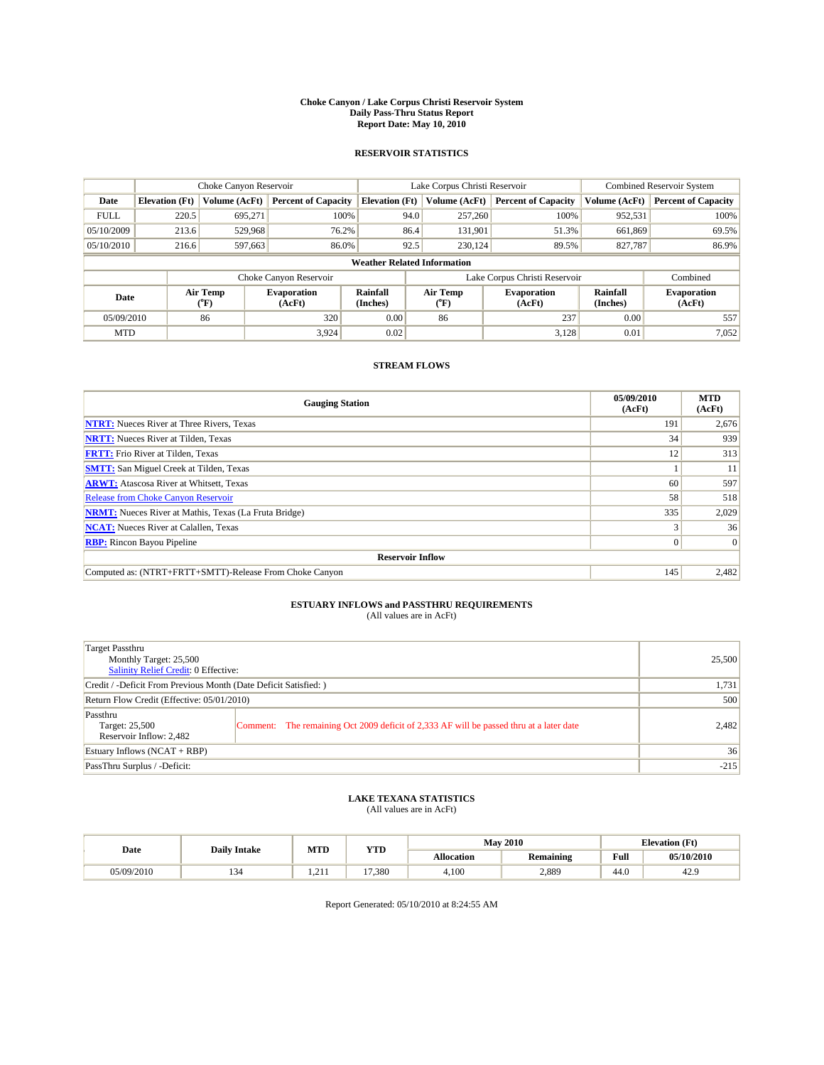**Choke Canyon / Lake Corpus Christi Reservoir System**
**Daily Pass-Thru Status Report**
**Report Date: May 10, 2010**

## RESERVOIR STATISTICS

| | Choke Canyon Reservoir | | | Lake Corpus Christi Reservoir | | | Combined Reservoir System | |
|---|---|---|---|---|---|---|---|---|
| Date | Elevation (Ft) | Volume (AcFt) | Percent of Capacity | Elevation (Ft) | Volume (AcFt) | Percent of Capacity | Volume (AcFt) | Percent of Capacity |
| FULL | 220.5 | 695,271 | 100% | 94.0 | 257,260 | 100% | 952,531 | 100% |
| 05/10/2009 | 213.6 | 529,968 | 76.2% | 86.4 | 131,901 | 51.3% | 661,869 | 69.5% |
| 05/10/2010 | 216.6 | 597,663 | 86.0% | 92.5 | 230,124 | 89.5% | 827,787 | 86.9% |

**Weather Related Information**

| | Choke Canyon Reservoir | | | Lake Corpus Christi Reservoir | | | Combined |
|---|---|---|---|---|---|---|---|
| Date | Air Temp (°F) | Evaporation (AcFt) | Rainfall (Inches) | Air Temp (°F) | Evaporation (AcFt) | Rainfall (Inches) | Evaporation (AcFt) |
| 05/09/2010 | 86 | 320 | 0.00 | 86 | 237 | 0.00 | 557 |
| MTD | | 3,924 | 0.02 | | 3,128 | 0.01 | 7,052 |

## STREAM FLOWS

| Gauging Station | 05/09/2010 (AcFt) | MTD (AcFt) |
|---|---|---|
| NTRT: Nueces River at Three Rivers, Texas | 191 | 2,676 |
| NRTT: Nueces River at Tilden, Texas | 34 | 939 |
| FRTT: Frio River at Tilden, Texas | 12 | 313 |
| SMTT: San Miguel Creek at Tilden, Texas | 1 | 11 |
| ARWT: Atascosa River at Whitsett, Texas | 60 | 597 |
| Release from Choke Canyon Reservoir | 58 | 518 |
| NRMT: Nueces River at Mathis, Texas (La Fruta Bridge) | 335 | 2,029 |
| NCAT: Nueces River at Calallen, Texas | 3 | 36 |
| RBP: Rincon Bayou Pipeline | 0 | 0 |
| **Reservoir Inflow** | | |
| Computed as: (NTRT+FRTT+SMTT)-Release From Choke Canyon | 145 | 2,482 |

## ESTUARY INFLOWS and PASSTHRU REQUIREMENTS
(All values are in AcFt)

| | |
|---|---|
| Target Passthru<br>Monthly Target: 25,500<br>Salinity Relief Credit: 0 Effective: | 25,500 |
| Credit / -Deficit From Previous Month (Date Deficit Satisfied: ) | 1,731 |
| Return Flow Credit (Effective: 05/01/2010) | 500 |
| Passthru<br>Target: 25,500<br>Reservoir Inflow: 2,482<br>Comment: The remaining Oct 2009 deficit of 2,333 AF will be passed thru at a later date | 2,482 |
| Estuary Inflows (NCAT + RBP) | 36 |
| PassThru Surplus / -Deficit: | -215 |

## LAKE TEXANA STATISTICS
(All values are in AcFt)

| Date | Daily Intake | MTD | YTD | May 2010 | | Elevation (Ft) | |
|---|---|---|---|---|---|---|---|
| | | | | Allocation | Remaining | Full | 05/10/2010 |
| 05/09/2010 | 134 | 1,211 | 17,380 | 4,100 | 2,889 | 44.0 | 42.9 |

Report Generated: 05/10/2010 at 8:24:55 AM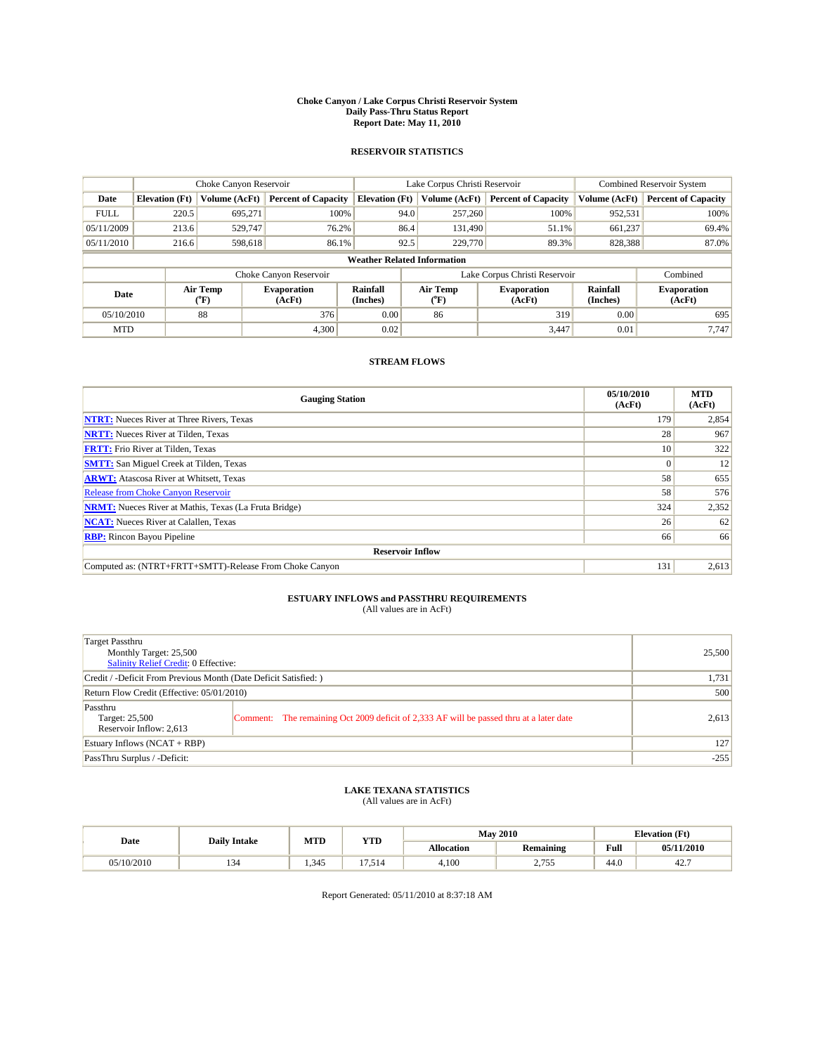# Choke Canyon / Lake Corpus Christi Reservoir System
## Daily Pass-Thru Status Report
### Report Date: May 11, 2010

## RESERVOIR STATISTICS

| | Choke Canyon Reservoir | | | Lake Corpus Christi Reservoir | | | Combined Reservoir System | |
|---|---|---|---|---|---|---|---|---|
| Date | Elevation (Ft) | Volume (AcFt) | Percent of Capacity | Elevation (Ft) | Volume (AcFt) | Percent of Capacity | Volume (AcFt) | Percent of Capacity |
| FULL | 220.5 | 695,271 | 100% | 94.0 | 257,260 | 100% | 952,531 | 100% |
| 05/11/2009 | 213.6 | 529,747 | 76.2% | 86.4 | 131,490 | 51.1% | 661,237 | 69.4% |
| 05/11/2010 | 216.6 | 598,618 | 86.1% | 92.5 | 229,770 | 89.3% | 828,388 | 87.0% |

**Weather Related Information**

| | Choke Canyon Reservoir | | | Lake Corpus Christi Reservoir | | | Combined |
|---|---|---|---|---|---|---|---|
| Date | Air Temp (°F) | Evaporation (AcFt) | Rainfall (Inches) | Air Temp (°F) | Evaporation (AcFt) | Rainfall (Inches) | Evaporation (AcFt) |
| 05/10/2010 | 88 | 376 | 0.00 | 86 | 319 | 0.00 | 695 |
| MTD | | 4,300 | 0.02 | | 3,447 | 0.01 | 7,747 |

## STREAM FLOWS

| Gauging Station | 05/10/2010 (AcFt) | MTD (AcFt) |
|---|---|---|
| NTRT: Nueces River at Three Rivers, Texas | 179 | 2,854 |
| NRTT: Nueces River at Tilden, Texas | 28 | 967 |
| FRTT: Frio River at Tilden, Texas | 10 | 322 |
| SMTT: San Miguel Creek at Tilden, Texas | 0 | 12 |
| ARWT: Atascosa River at Whitsett, Texas | 58 | 655 |
| Release from Choke Canyon Reservoir | 58 | 576 |
| NRMT: Nueces River at Mathis, Texas (La Fruta Bridge) | 324 | 2,352 |
| NCAT: Nueces River at Calallen, Texas | 26 | 62 |
| RBP: Rincon Bayou Pipeline | 66 | 66 |
| **Reservoir Inflow** | | |
| Computed as: (NTRT+FRTT+SMTT)-Release From Choke Canyon | 131 | 2,613 |

## ESTUARY INFLOWS and PASSTHRU REQUIREMENTS
(All values are in AcFt)

| | | |
|---|---|---|
| Target Passthru<br>Monthly Target: 25,500<br>Salinity Relief Credit: 0 Effective: | | 25,500 |
| Credit / -Deficit From Previous Month (Date Deficit Satisfied: ) | | 1,731 |
| Return Flow Credit (Effective: 05/01/2010) | | 500 |
| Passthru<br>Target: 25,500<br>Reservoir Inflow: 2,613 | Comment: The remaining Oct 2009 deficit of 2,333 AF will be passed thru at a later date | 2,613 |
| Estuary Inflows (NCAT + RBP) | | 127 |
| PassThru Surplus / -Deficit: | | -255 |

## LAKE TEXANA STATISTICS
(All values are in AcFt)

| Date | Daily Intake | MTD | YTD | May 2010 | | Elevation (Ft) | |
|---|---|---|---|---|---|---|---|
| | | | | Allocation | Remaining | Full | 05/11/2010 |
| 05/10/2010 | 134 | 1,345 | 17,514 | 4,100 | 2,755 | 44.0 | 42.7 |

Report Generated: 05/11/2010 at 8:37:18 AM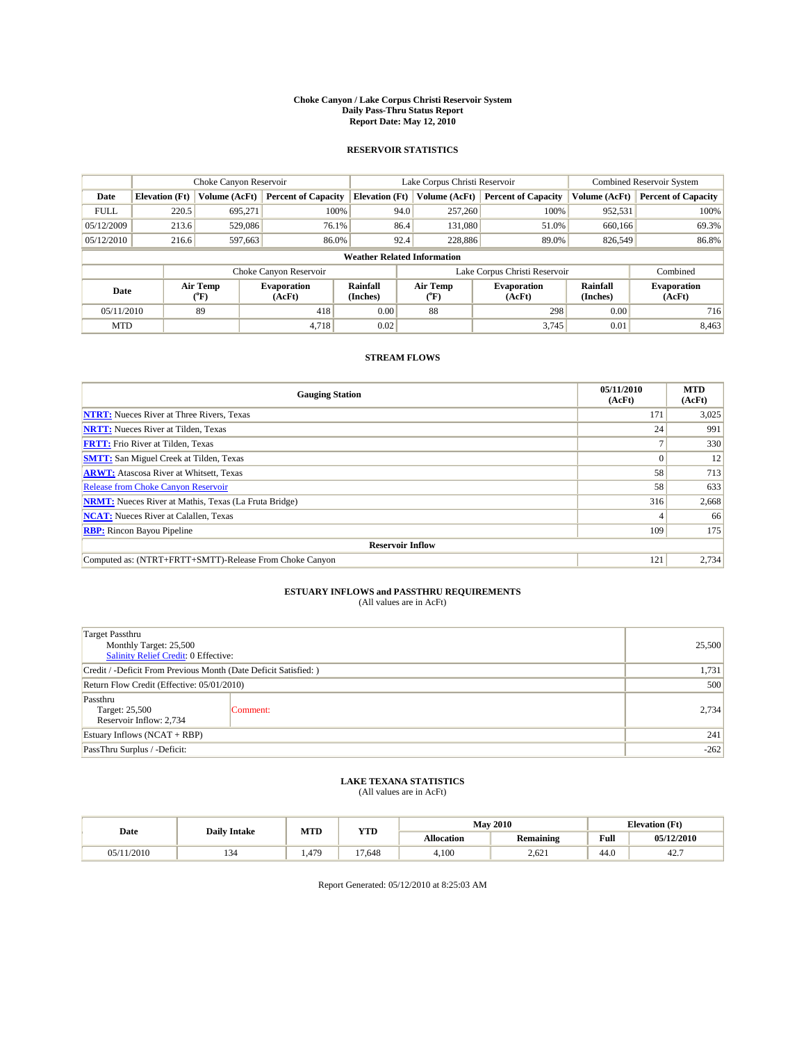# Choke Canyon / Lake Corpus Christi Reservoir System
## Daily Pass-Thru Status Report
## Report Date: May 12, 2010

### RESERVOIR STATISTICS

| | Choke Canyon Reservoir | | | Lake Corpus Christi Reservoir | | | Combined Reservoir System | |
|---|---|---|---|---|---|---|---|---|
| Date | Elevation (Ft) | Volume (AcFt) | Percent of Capacity | Elevation (Ft) | Volume (AcFt) | Percent of Capacity | Volume (AcFt) | Percent of Capacity |
| FULL | 220.5 | 695,271 | 100% | 94.0 | 257,260 | 100% | 952,531 | 100% |
| 05/12/2009 | 213.6 | 529,086 | 76.1% | 86.4 | 131,080 | 51.0% | 660,166 | 69.3% |
| 05/12/2010 | 216.6 | 597,663 | 86.0% | 92.4 | 228,886 | 89.0% | 826,549 | 86.8% |

**Weather Related Information**

| | Choke Canyon Reservoir | | | Lake Corpus Christi Reservoir | | | Combined |
|---|---|---|---|---|---|---|---|
| Date | Air Temp (°F) | Evaporation (AcFt) | Rainfall (Inches) | Air Temp (°F) | Evaporation (AcFt) | Rainfall (Inches) | Evaporation (AcFt) |
| 05/11/2010 | 89 | 418 | 0.00 | 88 | 298 | 0.00 | 716 |
| MTD | | 4,718 | 0.02 | | 3,745 | 0.01 | 8,463 |

### STREAM FLOWS

| Gauging Station | 05/11/2010 (AcFt) | MTD (AcFt) |
|---|---|---|
| NTRT: Nueces River at Three Rivers, Texas | 171 | 3,025 |
| NRTT: Nueces River at Tilden, Texas | 24 | 991 |
| FRTT: Frio River at Tilden, Texas | 7 | 330 |
| SMTT: San Miguel Creek at Tilden, Texas | 0 | 12 |
| ARWT: Atascosa River at Whitsett, Texas | 58 | 713 |
| Release from Choke Canyon Reservoir | 58 | 633 |
| NRMT: Nueces River at Mathis, Texas (La Fruta Bridge) | 316 | 2,668 |
| NCAT: Nueces River at Calallen, Texas | 4 | 66 |
| RBP: Rincon Bayou Pipeline | 109 | 175 |
| **Reservoir Inflow** | | |
| Computed as: (NTRT+FRTT+SMTT)-Release From Choke Canyon | 121 | 2,734 |

### ESTUARY INFLOWS and PASSTHRU REQUIREMENTS
(All values are in AcFt)

| | |
|---|---|
| Target Passthru<br>Monthly Target: 25,500<br>Salinity Relief Credit: 0 Effective: | 25,500 |
| Credit / -Deficit From Previous Month (Date Deficit Satisfied: ) | 1,731 |
| Return Flow Credit (Effective: 05/01/2010) | 500 |
| Passthru<br>Target: 25,500<br>Reservoir Inflow: 2,734 &nbsp;&nbsp; Comment: | 2,734 |
| Estuary Inflows (NCAT + RBP) | 241 |
| PassThru Surplus / -Deficit: | -262 |

### LAKE TEXANA STATISTICS
(All values are in AcFt)

| Date | Daily Intake | MTD | YTD | May 2010 | | Elevation (Ft) | |
|---|---|---|---|---|---|---|---|
| | | | | Allocation | Remaining | Full | 05/12/2010 |
| 05/11/2010 | 134 | 1,479 | 17,648 | 4,100 | 2,621 | 44.0 | 42.7 |

Report Generated: 05/12/2010 at 8:25:03 AM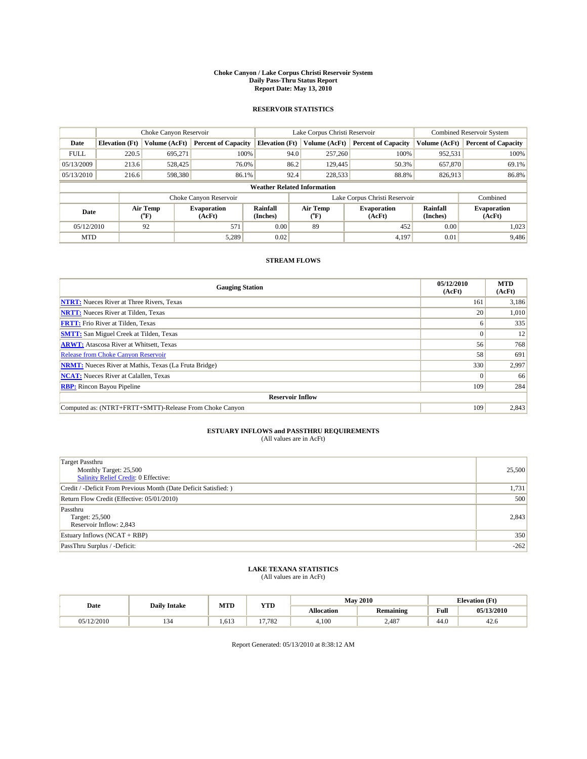# Choke Canyon / Lake Corpus Christi Reservoir System
## Daily Pass-Thru Status Report
### Report Date: May 13, 2010

## RESERVOIR STATISTICS

| | Choke Canyon Reservoir | | | Lake Corpus Christi Reservoir | | | Combined Reservoir System | |
|---|---|---|---|---|---|---|---|---|
| Date | Elevation (Ft) | Volume (AcFt) | Percent of Capacity | Elevation (Ft) | Volume (AcFt) | Percent of Capacity | Volume (AcFt) | Percent of Capacity |
| FULL | 220.5 | 695,271 | 100% | 94.0 | 257,260 | 100% | 952,531 | 100% |
| 05/13/2009 | 213.6 | 528,425 | 76.0% | 86.2 | 129,445 | 50.3% | 657,870 | 69.1% |
| 05/13/2010 | 216.6 | 598,380 | 86.1% | 92.4 | 228,533 | 88.8% | 826,913 | 86.8% |

**Weather Related Information**

| | Choke Canyon Reservoir | | | Lake Corpus Christi Reservoir | | | Combined |
|---|---|---|---|---|---|---|---|
| Date | Air Temp (°F) | Evaporation (AcFt) | Rainfall (Inches) | Air Temp (°F) | Evaporation (AcFt) | Rainfall (Inches) | Evaporation (AcFt) |
| 05/12/2010 | 92 | 571 | 0.00 | 89 | 452 | 0.00 | 1,023 |
| MTD | | 5,289 | 0.02 | | 4,197 | 0.01 | 9,486 |

## STREAM FLOWS

| Gauging Station | 05/12/2010 (AcFt) | MTD (AcFt) |
|---|---|---|
| NTRT: Nueces River at Three Rivers, Texas | 161 | 3,186 |
| NRTT: Nueces River at Tilden, Texas | 20 | 1,010 |
| FRTT: Frio River at Tilden, Texas | 6 | 335 |
| SMTT: San Miguel Creek at Tilden, Texas | 0 | 12 |
| ARWT: Atascosa River at Whitsett, Texas | 56 | 768 |
| Release from Choke Canyon Reservoir | 58 | 691 |
| NRMT: Nueces River at Mathis, Texas (La Fruta Bridge) | 330 | 2,997 |
| NCAT: Nueces River at Calallen, Texas | 0 | 66 |
| RBP: Rincon Bayou Pipeline | 109 | 284 |
| **Reservoir Inflow** | | |
| Computed as: (NTRT+FRTT+SMTT)-Release From Choke Canyon | 109 | 2,843 |

## ESTUARY INFLOWS and PASSTHRU REQUIREMENTS
(All values are in AcFt)

| | |
|---|---|
| Target Passthru<br>Monthly Target: 25,500<br>Salinity Relief Credit: 0 Effective: | 25,500 |
| Credit / -Deficit From Previous Month (Date Deficit Satisfied: ) | 1,731 |
| Return Flow Credit (Effective: 05/01/2010) | 500 |
| Passthru<br>Target: 25,500<br>Reservoir Inflow: 2,843 | 2,843 |
| Estuary Inflows (NCAT + RBP) | 350 |
| PassThru Surplus / -Deficit: | -262 |

## LAKE TEXANA STATISTICS
(All values are in AcFt)

| Date | Daily Intake | MTD | YTD | May 2010 | | Elevation (Ft) | |
|---|---|---|---|---|---|---|---|
| | | | | Allocation | Remaining | Full | 05/13/2010 |
| 05/12/2010 | 134 | 1,613 | 17,782 | 4,100 | 2,487 | 44.0 | 42.6 |

Report Generated: 05/13/2010 at 8:38:12 AM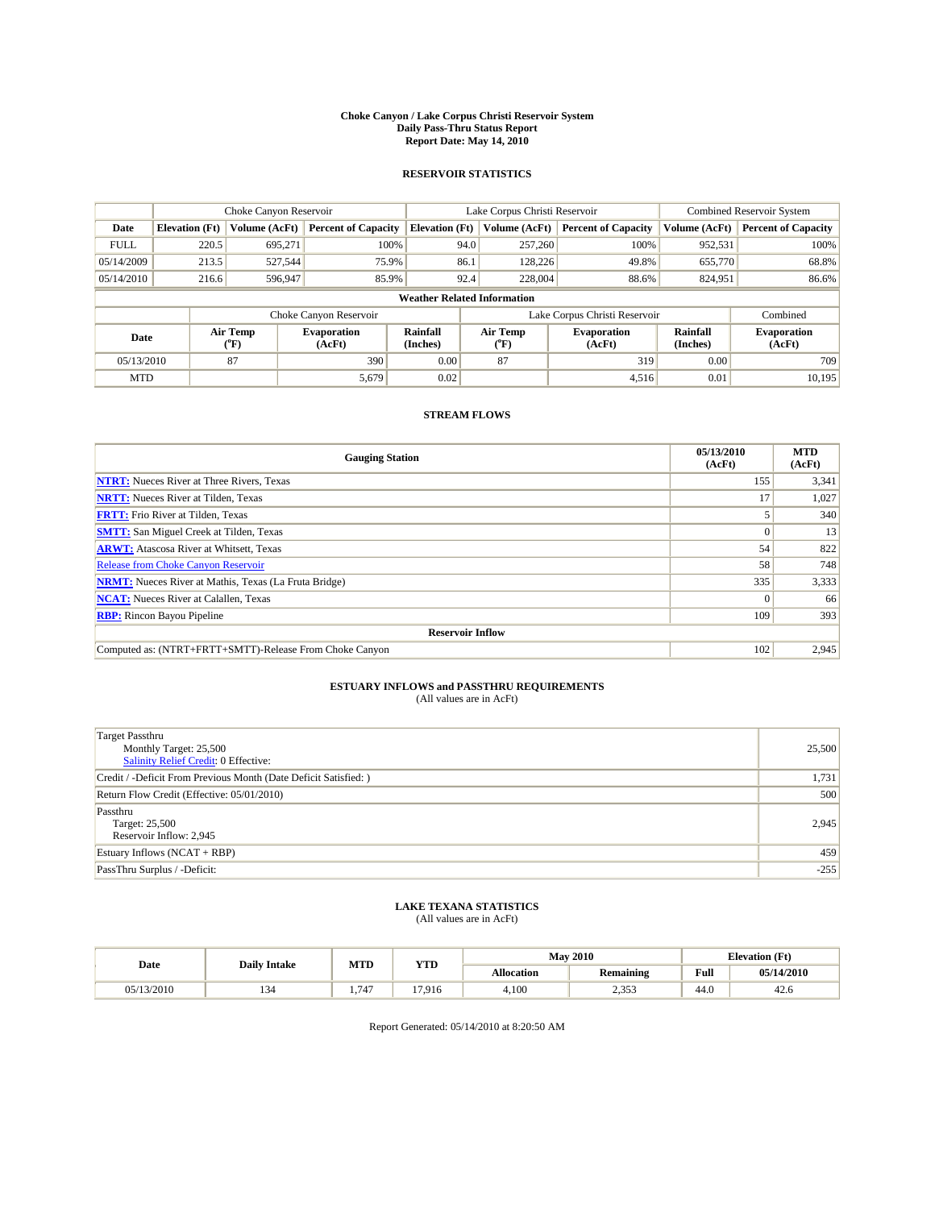# Choke Canyon / Lake Corpus Christi Reservoir System
## Daily Pass-Thru Status Report
## Report Date: May 14, 2010

### RESERVOIR STATISTICS

| | Choke Canyon Reservoir | | | Lake Corpus Christi Reservoir | | | Combined Reservoir System | |
|---|---|---|---|---|---|---|---|---|
| Date | Elevation (Ft) | Volume (AcFt) | Percent of Capacity | Elevation (Ft) | Volume (AcFt) | Percent of Capacity | Volume (AcFt) | Percent of Capacity |
| FULL | 220.5 | 695,271 | 100% | 94.0 | 257,260 | 100% | 952,531 | 100% |
| 05/14/2009 | 213.5 | 527,544 | 75.9% | 86.1 | 128,226 | 49.8% | 655,770 | 68.8% |
| 05/14/2010 | 216.6 | 596,947 | 85.9% | 92.4 | 228,004 | 88.6% | 824,951 | 86.6% |

**Weather Related Information**

| | Choke Canyon Reservoir | | | Lake Corpus Christi Reservoir | | | Combined |
|---|---|---|---|---|---|---|---|
| Date | Air Temp (°F) | Evaporation (AcFt) | Rainfall (Inches) | Air Temp (°F) | Evaporation (AcFt) | Rainfall (Inches) | Evaporation (AcFt) |
| 05/13/2010 | 87 | 390 | 0.00 | 87 | 319 | 0.00 | 709 |
| MTD | | 5,679 | 0.02 | | 4,516 | 0.01 | 10,195 |

### STREAM FLOWS

| Gauging Station | 05/13/2010 (AcFt) | MTD (AcFt) |
|---|---|---|
| NTRT: Nueces River at Three Rivers, Texas | 155 | 3,341 |
| NRTT: Nueces River at Tilden, Texas | 17 | 1,027 |
| FRTT: Frio River at Tilden, Texas | 5 | 340 |
| SMTT: San Miguel Creek at Tilden, Texas | 0 | 13 |
| ARWT: Atascosa River at Whitsett, Texas | 54 | 822 |
| Release from Choke Canyon Reservoir | 58 | 748 |
| NRMT: Nueces River at Mathis, Texas (La Fruta Bridge) | 335 | 3,333 |
| NCAT: Nueces River at Calallen, Texas | 0 | 66 |
| RBP: Rincon Bayou Pipeline | 109 | 393 |
| **Reservoir Inflow** | | |
| Computed as: (NTRT+FRTT+SMTT)-Release From Choke Canyon | 102 | 2,945 |

### ESTUARY INFLOWS and PASSTHRU REQUIREMENTS
(All values are in AcFt)

| | |
|---|---|
| Target Passthru<br>Monthly Target: 25,500<br>Salinity Relief Credit: 0 Effective: | 25,500 |
| Credit / -Deficit From Previous Month (Date Deficit Satisfied: ) | 1,731 |
| Return Flow Credit (Effective: 05/01/2010) | 500 |
| Passthru<br>Target: 25,500<br>Reservoir Inflow: 2,945 | 2,945 |
| Estuary Inflows (NCAT + RBP) | 459 |
| PassThru Surplus / -Deficit: | -255 |

### LAKE TEXANA STATISTICS
(All values are in AcFt)

| Date | Daily Intake | MTD | YTD | May 2010 | | Elevation (Ft) | |
|---|---|---|---|---|---|---|---|
| | | | | Allocation | Remaining | Full | 05/14/2010 |
| 05/13/2010 | 134 | 1,747 | 17,916 | 4,100 | 2,353 | 44.0 | 42.6 |

Report Generated: 05/14/2010 at 8:20:50 AM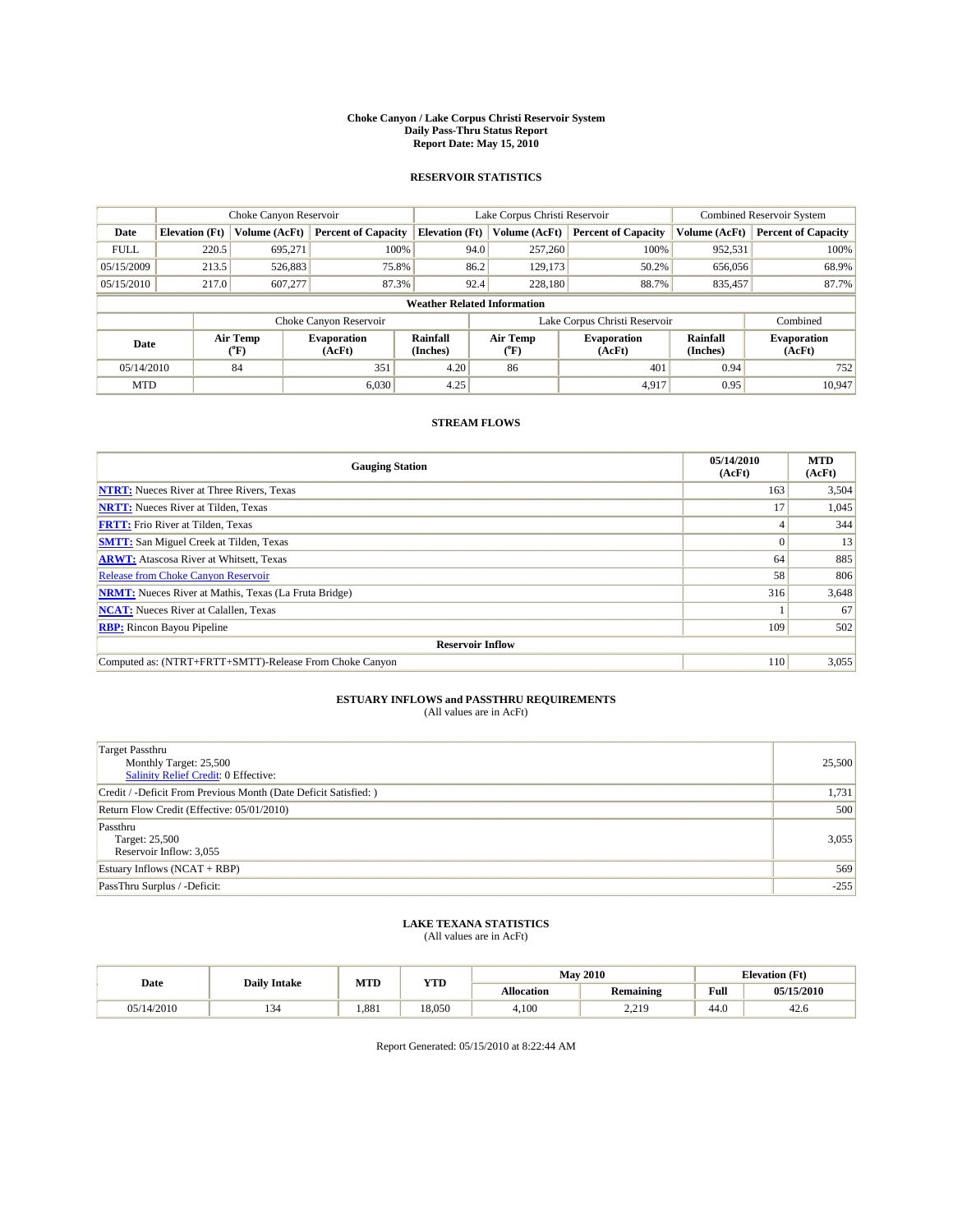# Choke Canyon / Lake Corpus Christi Reservoir System
## Daily Pass-Thru Status Report
## Report Date: May 15, 2010

### RESERVOIR STATISTICS

| | Choke Canyon Reservoir | | | Lake Corpus Christi Reservoir | | | Combined Reservoir System | |
|---|---|---|---|---|---|---|---|---|
| Date | Elevation (Ft) | Volume (AcFt) | Percent of Capacity | Elevation (Ft) | Volume (AcFt) | Percent of Capacity | Volume (AcFt) | Percent of Capacity |
| FULL | 220.5 | 695,271 | 100% | 94.0 | 257,260 | 100% | 952,531 | 100% |
| 05/15/2009 | 213.5 | 526,883 | 75.8% | 86.2 | 129,173 | 50.2% | 656,056 | 68.9% |
| 05/15/2010 | 217.0 | 607,277 | 87.3% | 92.4 | 228,180 | 88.7% | 835,457 | 87.7% |

**Weather Related Information**

| | Choke Canyon Reservoir | | | Lake Corpus Christi Reservoir | | | Combined |
|---|---|---|---|---|---|---|---|
| Date | Air Temp (°F) | Evaporation (AcFt) | Rainfall (Inches) | Air Temp (°F) | Evaporation (AcFt) | Rainfall (Inches) | Evaporation (AcFt) |
| 05/14/2010 | 84 | 351 | 4.20 | 86 | 401 | 0.94 | 752 |
| MTD | | 6,030 | 4.25 | | 4,917 | 0.95 | 10,947 |

### STREAM FLOWS

| Gauging Station | 05/14/2010 (AcFt) | MTD (AcFt) |
|---|---|---|
| NTRT: Nueces River at Three Rivers, Texas | 163 | 3,504 |
| NRTT: Nueces River at Tilden, Texas | 17 | 1,045 |
| FRTT: Frio River at Tilden, Texas | 4 | 344 |
| SMTT: San Miguel Creek at Tilden, Texas | 0 | 13 |
| ARWT: Atascosa River at Whitsett, Texas | 64 | 885 |
| Release from Choke Canyon Reservoir | 58 | 806 |
| NRMT: Nueces River at Mathis, Texas (La Fruta Bridge) | 316 | 3,648 |
| NCAT: Nueces River at Calallen, Texas | 1 | 67 |
| RBP: Rincon Bayou Pipeline | 109 | 502 |
| **Reservoir Inflow** | | |
| Computed as: (NTRT+FRTT+SMTT)-Release From Choke Canyon | 110 | 3,055 |

### ESTUARY INFLOWS and PASSTHRU REQUIREMENTS
(All values are in AcFt)

| | |
|---|---|
| Target Passthru<br>Monthly Target: 25,500<br>Salinity Relief Credit: 0 Effective: | 25,500 |
| Credit / -Deficit From Previous Month (Date Deficit Satisfied: ) | 1,731 |
| Return Flow Credit (Effective: 05/01/2010) | 500 |
| Passthru<br>Target: 25,500<br>Reservoir Inflow: 3,055 | 3,055 |
| Estuary Inflows (NCAT + RBP) | 569 |
| PassThru Surplus / -Deficit: | -255 |

### LAKE TEXANA STATISTICS
(All values are in AcFt)

| Date | Daily Intake | MTD | YTD | May 2010 | | Elevation (Ft) | |
|---|---|---|---|---|---|---|---|
| | | | | Allocation | Remaining | Full | 05/15/2010 |
| 05/14/2010 | 134 | 1,881 | 18,050 | 4,100 | 2,219 | 44.0 | 42.6 |

Report Generated: 05/15/2010 at 8:22:44 AM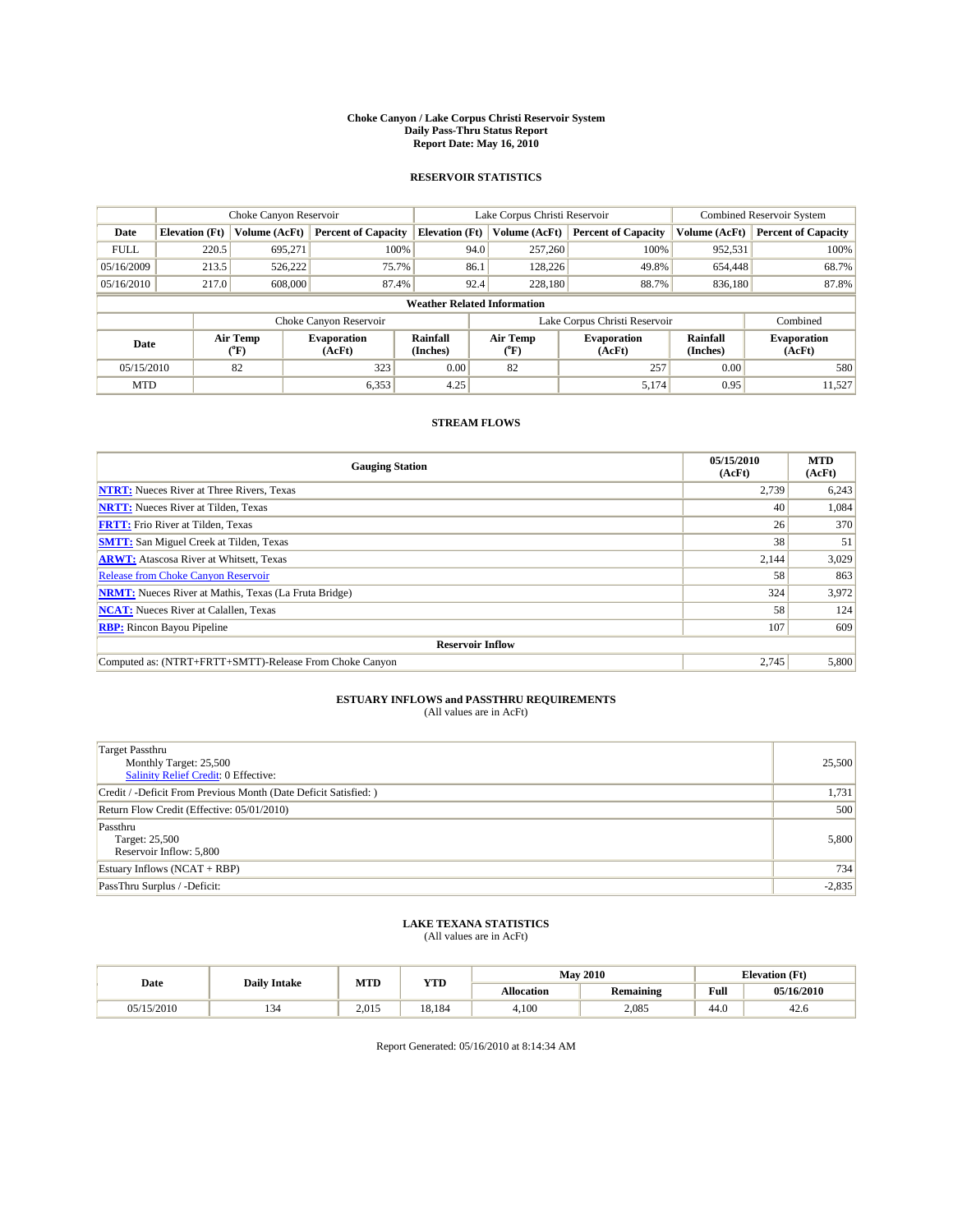# Choke Canyon / Lake Corpus Christi Reservoir System
## Daily Pass-Thru Status Report
## Report Date: May 16, 2010

### RESERVOIR STATISTICS

| | Choke Canyon Reservoir | | | Lake Corpus Christi Reservoir | | | Combined Reservoir System | |
|---|---|---|---|---|---|---|---|---|
| Date | Elevation (Ft) | Volume (AcFt) | Percent of Capacity | Elevation (Ft) | Volume (AcFt) | Percent of Capacity | Volume (AcFt) | Percent of Capacity |
| FULL | 220.5 | 695,271 | 100% | 94.0 | 257,260 | 100% | 952,531 | 100% |
| 05/16/2009 | 213.5 | 526,222 | 75.7% | 86.1 | 128,226 | 49.8% | 654,448 | 68.7% |
| 05/16/2010 | 217.0 | 608,000 | 87.4% | 92.4 | 228,180 | 88.7% | 836,180 | 87.8% |

**Weather Related Information**

| | Choke Canyon Reservoir | | | Lake Corpus Christi Reservoir | | | Combined |
|---|---|---|---|---|---|---|---|
| Date | Air Temp (°F) | Evaporation (AcFt) | Rainfall (Inches) | Air Temp (°F) | Evaporation (AcFt) | Rainfall (Inches) | Evaporation (AcFt) |
| 05/15/2010 | 82 | 323 | 0.00 | 82 | 257 | 0.00 | 580 |
| MTD | | 6,353 | 4.25 | | 5,174 | 0.95 | 11,527 |

### STREAM FLOWS

| Gauging Station | 05/15/2010 (AcFt) | MTD (AcFt) |
|---|---|---|
| NTRT: Nueces River at Three Rivers, Texas | 2,739 | 6,243 |
| NRTT: Nueces River at Tilden, Texas | 40 | 1,084 |
| FRTT: Frio River at Tilden, Texas | 26 | 370 |
| SMTT: San Miguel Creek at Tilden, Texas | 38 | 51 |
| ARWT: Atascosa River at Whitsett, Texas | 2,144 | 3,029 |
| Release from Choke Canyon Reservoir | 58 | 863 |
| NRMT: Nueces River at Mathis, Texas (La Fruta Bridge) | 324 | 3,972 |
| NCAT: Nueces River at Calallen, Texas | 58 | 124 |
| RBP: Rincon Bayou Pipeline | 107 | 609 |
| **Reservoir Inflow** | | |
| Computed as: (NTRT+FRTT+SMTT)-Release From Choke Canyon | 2,745 | 5,800 |

### ESTUARY INFLOWS and PASSTHRU REQUIREMENTS
(All values are in AcFt)

| | |
|---|---|
| Target Passthru<br>Monthly Target: 25,500<br>Salinity Relief Credit: 0 Effective: | 25,500 |
| Credit / -Deficit From Previous Month (Date Deficit Satisfied: ) | 1,731 |
| Return Flow Credit (Effective: 05/01/2010) | 500 |
| Passthru<br>Target: 25,500<br>Reservoir Inflow: 5,800 | 5,800 |
| Estuary Inflows (NCAT + RBP) | 734 |
| PassThru Surplus / -Deficit: | -2,835 |

### LAKE TEXANA STATISTICS
(All values are in AcFt)

| Date | Daily Intake | MTD | YTD | May 2010 | | Elevation (Ft) | |
|---|---|---|---|---|---|---|---|
| | | | | Allocation | Remaining | Full | 05/16/2010 |
| 05/15/2010 | 134 | 2,015 | 18,184 | 4,100 | 2,085 | 44.0 | 42.6 |

Report Generated: 05/16/2010 at 8:14:34 AM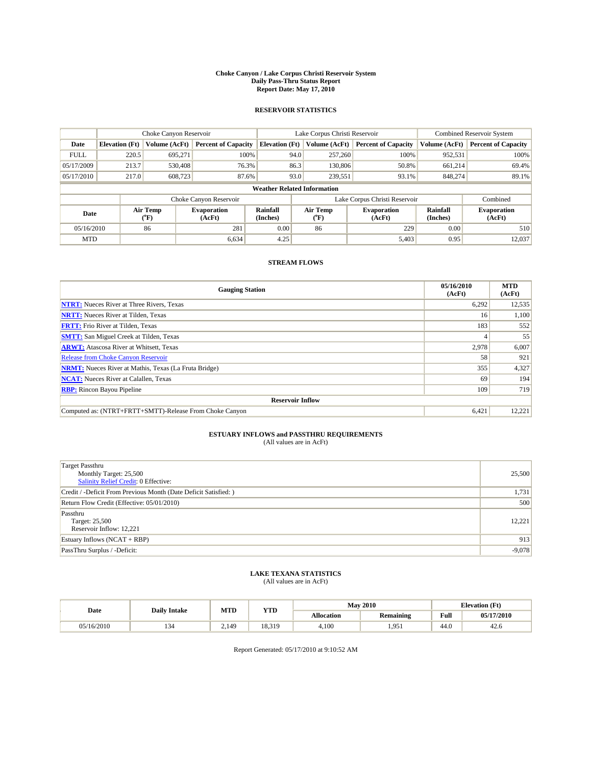# Choke Canyon / Lake Corpus Christi Reservoir System
## Daily Pass-Thru Status Report
### Report Date: May 17, 2010

## RESERVOIR STATISTICS

| | Choke Canyon Reservoir | | | Lake Corpus Christi Reservoir | | | Combined Reservoir System | |
|---|---|---|---|---|---|---|---|---|
| Date | Elevation (Ft) | Volume (AcFt) | Percent of Capacity | Elevation (Ft) | Volume (AcFt) | Percent of Capacity | Volume (AcFt) | Percent of Capacity |
| FULL | 220.5 | 695,271 | 100% | 94.0 | 257,260 | 100% | 952,531 | 100% |
| 05/17/2009 | 213.7 | 530,408 | 76.3% | 86.3 | 130,806 | 50.8% | 661,214 | 69.4% |
| 05/17/2010 | 217.0 | 608,723 | 87.6% | 93.0 | 239,551 | 93.1% | 848,274 | 89.1% |

**Weather Related Information**

| | Choke Canyon Reservoir | | | Lake Corpus Christi Reservoir | | | Combined |
|---|---|---|---|---|---|---|---|
| Date | Air Temp (°F) | Evaporation (AcFt) | Rainfall (Inches) | Air Temp (°F) | Evaporation (AcFt) | Rainfall (Inches) | Evaporation (AcFt) |
| 05/16/2010 | 86 | 281 | 0.00 | 86 | 229 | 0.00 | 510 |
| MTD | | 6,634 | 4.25 | | 5,403 | 0.95 | 12,037 |

## STREAM FLOWS

| Gauging Station | 05/16/2010 (AcFt) | MTD (AcFt) |
|---|---|---|
| **NTRT:** Nueces River at Three Rivers, Texas | 6,292 | 12,535 |
| **NRTT:** Nueces River at Tilden, Texas | 16 | 1,100 |
| **FRTT:** Frio River at Tilden, Texas | 183 | 552 |
| **SMTT:** San Miguel Creek at Tilden, Texas | 4 | 55 |
| **ARWT:** Atascosa River at Whitsett, Texas | 2,978 | 6,007 |
| Release from Choke Canyon Reservoir | 58 | 921 |
| **NRMT:** Nueces River at Mathis, Texas (La Fruta Bridge) | 355 | 4,327 |
| **NCAT:** Nueces River at Calallen, Texas | 69 | 194 |
| **RBP:** Rincon Bayou Pipeline | 109 | 719 |
| **Reservoir Inflow** | | |
| Computed as: (NTRT+FRTT+SMTT)-Release From Choke Canyon | 6,421 | 12,221 |

## ESTUARY INFLOWS and PASSTHRU REQUIREMENTS
(All values are in AcFt)

| | |
|---|---|
| Target Passthru<br>Monthly Target: 25,500<br>Salinity Relief Credit: 0 Effective: | 25,500 |
| Credit / -Deficit From Previous Month (Date Deficit Satisfied: ) | 1,731 |
| Return Flow Credit (Effective: 05/01/2010) | 500 |
| Passthru<br>Target: 25,500<br>Reservoir Inflow: 12,221 | 12,221 |
| Estuary Inflows (NCAT + RBP) | 913 |
| PassThru Surplus / -Deficit: | -9,078 |

## LAKE TEXANA STATISTICS
(All values are in AcFt)

| Date | Daily Intake | MTD | YTD | May 2010 | | Elevation (Ft) | |
|---|---|---|---|---|---|---|---|
| | | | | Allocation | Remaining | Full | 05/17/2010 |
| 05/16/2010 | 134 | 2,149 | 18,319 | 4,100 | 1,951 | 44.0 | 42.6 |

Report Generated: 05/17/2010 at 9:10:52 AM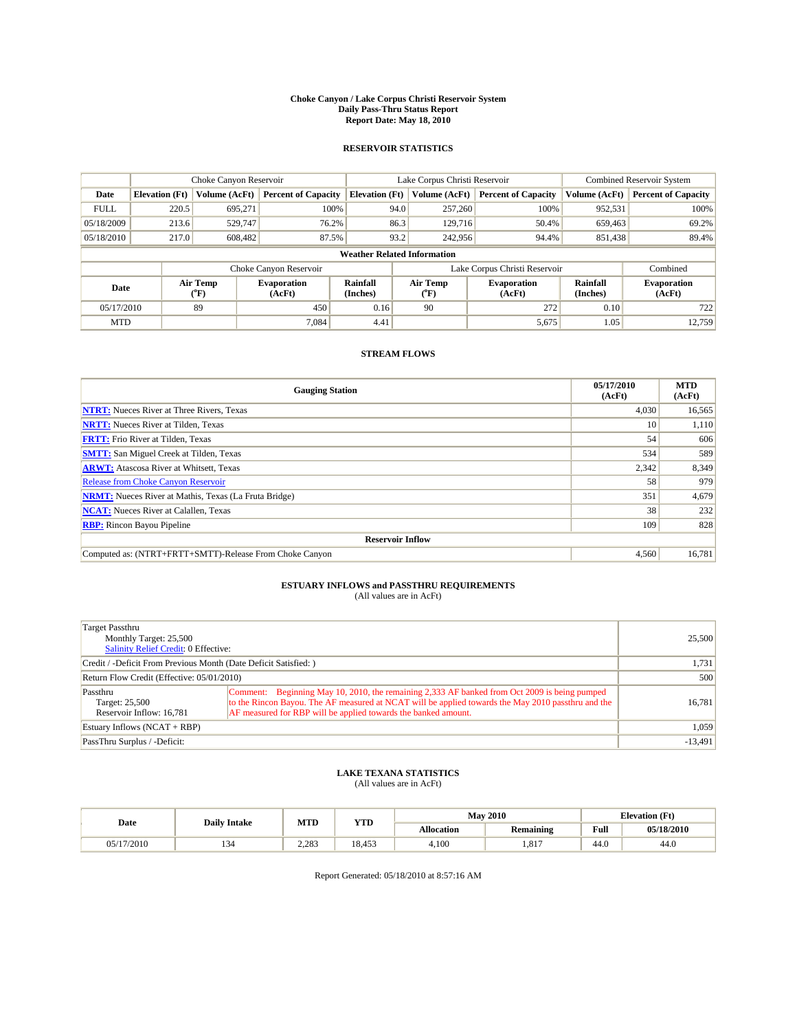# Choke Canyon / Lake Corpus Christi Reservoir System
## Daily Pass-Thru Status Report
## Report Date: May 18, 2010

### RESERVOIR STATISTICS

| | Choke Canyon Reservoir | | | Lake Corpus Christi Reservoir | | | Combined Reservoir System | |
|---|---|---|---|---|---|---|---|---|
| Date | Elevation (Ft) | Volume (AcFt) | Percent of Capacity | Elevation (Ft) | Volume (AcFt) | Percent of Capacity | Volume (AcFt) | Percent of Capacity |
| FULL | 220.5 | 695,271 | 100% | 94.0 | 257,260 | 100% | 952,531 | 100% |
| 05/18/2009 | 213.6 | 529,747 | 76.2% | 86.3 | 129,716 | 50.4% | 659,463 | 69.2% |
| 05/18/2010 | 217.0 | 608,482 | 87.5% | 93.2 | 242,956 | 94.4% | 851,438 | 89.4% |

**Weather Related Information**

| | Choke Canyon Reservoir | | | Lake Corpus Christi Reservoir | | | Combined |
|---|---|---|---|---|---|---|---|
| Date | Air Temp (°F) | Evaporation (AcFt) | Rainfall (Inches) | Air Temp (°F) | Evaporation (AcFt) | Rainfall (Inches) | Evaporation (AcFt) |
| 05/17/2010 | 89 | 450 | 0.16 | 90 | 272 | 0.10 | 722 |
| MTD | | 7,084 | 4.41 | | 5,675 | 1.05 | 12,759 |

### STREAM FLOWS

| Gauging Station | 05/17/2010 (AcFt) | MTD (AcFt) |
|---|---|---|
| NTRT: Nueces River at Three Rivers, Texas | 4,030 | 16,565 |
| NRTT: Nueces River at Tilden, Texas | 10 | 1,110 |
| FRTT: Frio River at Tilden, Texas | 54 | 606 |
| SMTT: San Miguel Creek at Tilden, Texas | 534 | 589 |
| ARWT: Atascosa River at Whitsett, Texas | 2,342 | 8,349 |
| Release from Choke Canyon Reservoir | 58 | 979 |
| NRMT: Nueces River at Mathis, Texas (La Fruta Bridge) | 351 | 4,679 |
| NCAT: Nueces River at Calallen, Texas | 38 | 232 |
| RBP: Rincon Bayou Pipeline | 109 | 828 |
| **Reservoir Inflow** | | |
| Computed as: (NTRT+FRTT+SMTT)-Release From Choke Canyon | 4,560 | 16,781 |

### ESTUARY INFLOWS and PASSTHRU REQUIREMENTS
(All values are in AcFt)

| | |
|---|---|
| Target Passthru<br>Monthly Target: 25,500<br>Salinity Relief Credit: 0 Effective: | 25,500 |
| Credit / -Deficit From Previous Month (Date Deficit Satisfied: ) | 1,731 |
| Return Flow Credit (Effective: 05/01/2010) | 500 |
| Passthru<br>Target: 25,500<br>Reservoir Inflow: 16,781<br>Comment: Beginning May 10, 2010, the remaining 2,333 AF banked from Oct 2009 is being pumped to the Rincon Bayou. The AF measured at NCAT will be applied towards the May 2010 passthru and the AF measured for RBP will be applied towards the banked amount. | 16,781 |
| Estuary Inflows (NCAT + RBP) | 1,059 |
| PassThru Surplus / -Deficit: | -13,491 |

### LAKE TEXANA STATISTICS
(All values are in AcFt)

| Date | Daily Intake | MTD | YTD | May 2010 | | Elevation (Ft) | |
|---|---|---|---|---|---|---|---|
| | | | | Allocation | Remaining | Full | 05/18/2010 |
| 05/17/2010 | 134 | 2,283 | 18,453 | 4,100 | 1,817 | 44.0 | 44.0 |

Report Generated: 05/18/2010 at 8:57:16 AM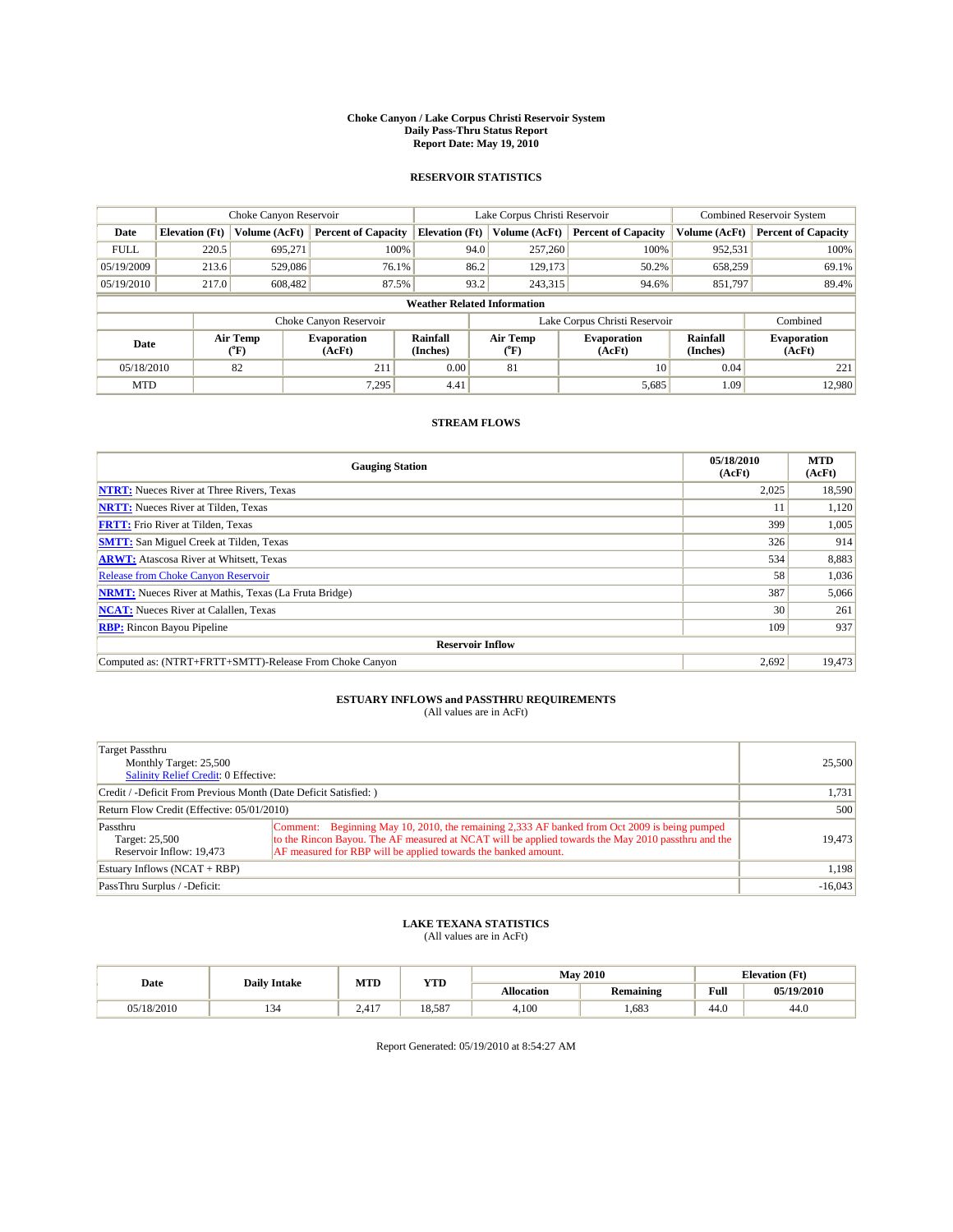# Choke Canyon / Lake Corpus Christi Reservoir System
## Daily Pass-Thru Status Report
### Report Date: May 19, 2010

## RESERVOIR STATISTICS

| | Choke Canyon Reservoir | | | Lake Corpus Christi Reservoir | | | Combined Reservoir System | |
|---|---|---|---|---|---|---|---|---|
| Date | Elevation (Ft) | Volume (AcFt) | Percent of Capacity | Elevation (Ft) | Volume (AcFt) | Percent of Capacity | Volume (AcFt) | Percent of Capacity |
| FULL | 220.5 | 695,271 | 100% | 94.0 | 257,260 | 100% | 952,531 | 100% |
| 05/19/2009 | 213.6 | 529,086 | 76.1% | 86.2 | 129,173 | 50.2% | 658,259 | 69.1% |
| 05/19/2010 | 217.0 | 608,482 | 87.5% | 93.2 | 243,315 | 94.6% | 851,797 | 89.4% |

**Weather Related Information**

| | Choke Canyon Reservoir | | | Lake Corpus Christi Reservoir | | | Combined |
|---|---|---|---|---|---|---|---|
| Date | Air Temp (°F) | Evaporation (AcFt) | Rainfall (Inches) | Air Temp (°F) | Evaporation (AcFt) | Rainfall (Inches) | Evaporation (AcFt) |
| 05/18/2010 | 82 | 211 | 0.00 | 81 | 10 | 0.04 | 221 |
| MTD | | 7,295 | 4.41 | | 5,685 | 1.09 | 12,980 |

## STREAM FLOWS

| Gauging Station | 05/18/2010 (AcFt) | MTD (AcFt) |
|---|---|---|
| NTRT: Nueces River at Three Rivers, Texas | 2,025 | 18,590 |
| NRTT: Nueces River at Tilden, Texas | 11 | 1,120 |
| FRTT: Frio River at Tilden, Texas | 399 | 1,005 |
| SMTT: San Miguel Creek at Tilden, Texas | 326 | 914 |
| ARWT: Atascosa River at Whitsett, Texas | 534 | 8,883 |
| Release from Choke Canyon Reservoir | 58 | 1,036 |
| NRMT: Nueces River at Mathis, Texas (La Fruta Bridge) | 387 | 5,066 |
| NCAT: Nueces River at Calallen, Texas | 30 | 261 |
| RBP: Rincon Bayou Pipeline | 109 | 937 |
| **Reservoir Inflow** | | |
| Computed as: (NTRT+FRTT+SMTT)-Release From Choke Canyon | 2,692 | 19,473 |

## ESTUARY INFLOWS and PASSTHRU REQUIREMENTS
(All values are in AcFt)

| | | |
|---|---|---|
| Target Passthru<br>Monthly Target: 25,500<br>Salinity Relief Credit: 0 Effective: | | 25,500 |
| Credit / -Deficit From Previous Month (Date Deficit Satisfied: ) | | 1,731 |
| Return Flow Credit (Effective: 05/01/2010) | | 500 |
| Passthru<br>Target: 25,500<br>Reservoir Inflow: 19,473 | Comment: Beginning May 10, 2010, the remaining 2,333 AF banked from Oct 2009 is being pumped to the Rincon Bayou. The AF measured at NCAT will be applied towards the May 2010 passthru and the AF measured for RBP will be applied towards the banked amount. | 19,473 |
| Estuary Inflows (NCAT + RBP) | | 1,198 |
| PassThru Surplus / -Deficit: | | -16,043 |

## LAKE TEXANA STATISTICS
(All values are in AcFt)

| Date | Daily Intake | MTD | YTD | May 2010 | | Elevation (Ft) | |
|---|---|---|---|---|---|---|---|
| | | | | Allocation | Remaining | Full | 05/19/2010 |
| 05/18/2010 | 134 | 2,417 | 18,587 | 4,100 | 1,683 | 44.0 | 44.0 |

Report Generated: 05/19/2010 at 8:54:27 AM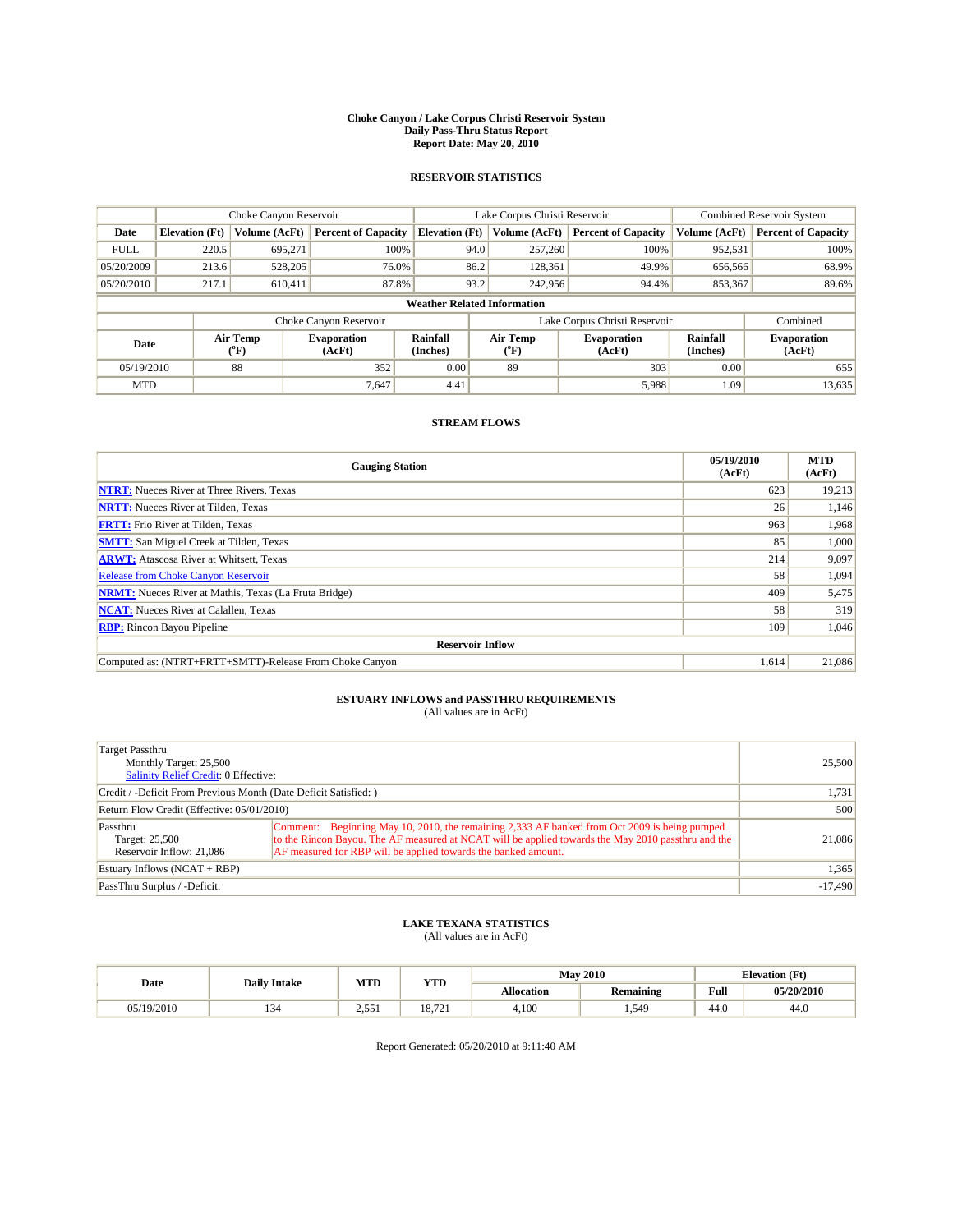# Choke Canyon / Lake Corpus Christi Reservoir System
## Daily Pass-Thru Status Report
## Report Date: May 20, 2010

### RESERVOIR STATISTICS

| | Choke Canyon Reservoir | | | Lake Corpus Christi Reservoir | | | Combined Reservoir System | |
|---|---|---|---|---|---|---|---|---|
| Date | Elevation (Ft) | Volume (AcFt) | Percent of Capacity | Elevation (Ft) | Volume (AcFt) | Percent of Capacity | Volume (AcFt) | Percent of Capacity |
| FULL | 220.5 | 695,271 | 100% | 94.0 | 257,260 | 100% | 952,531 | 100% |
| 05/20/2009 | 213.6 | 528,205 | 76.0% | 86.2 | 128,361 | 49.9% | 656,566 | 68.9% |
| 05/20/2010 | 217.1 | 610,411 | 87.8% | 93.2 | 242,956 | 94.4% | 853,367 | 89.6% |

**Weather Related Information**

| | Choke Canyon Reservoir | | | Lake Corpus Christi Reservoir | | | Combined |
|---|---|---|---|---|---|---|---|
| Date | Air Temp (°F) | Evaporation (AcFt) | Rainfall (Inches) | Air Temp (°F) | Evaporation (AcFt) | Rainfall (Inches) | Evaporation (AcFt) |
| 05/19/2010 | 88 | 352 | 0.00 | 89 | 303 | 0.00 | 655 |
| MTD | | 7,647 | 4.41 | | 5,988 | 1.09 | 13,635 |

### STREAM FLOWS

| Gauging Station | 05/19/2010 (AcFt) | MTD (AcFt) |
|---|---|---|
| NTRT: Nueces River at Three Rivers, Texas | 623 | 19,213 |
| NRTT: Nueces River at Tilden, Texas | 26 | 1,146 |
| FRTT: Frio River at Tilden, Texas | 963 | 1,968 |
| SMTT: San Miguel Creek at Tilden, Texas | 85 | 1,000 |
| ARWT: Atascosa River at Whitsett, Texas | 214 | 9,097 |
| Release from Choke Canyon Reservoir | 58 | 1,094 |
| NRMT: Nueces River at Mathis, Texas (La Fruta Bridge) | 409 | 5,475 |
| NCAT: Nueces River at Calallen, Texas | 58 | 319 |
| RBP: Rincon Bayou Pipeline | 109 | 1,046 |
| **Reservoir Inflow** | | |
| Computed as: (NTRT+FRTT+SMTT)-Release From Choke Canyon | 1,614 | 21,086 |

### ESTUARY INFLOWS and PASSTHRU REQUIREMENTS
(All values are in AcFt)

| | | |
|---|---|---|
| Target Passthru<br>Monthly Target: 25,500<br>Salinity Relief Credit: 0 Effective: | | 25,500 |
| Credit / -Deficit From Previous Month (Date Deficit Satisfied: ) | | 1,731 |
| Return Flow Credit (Effective: 05/01/2010) | | 500 |
| Passthru<br>Target: 25,500<br>Reservoir Inflow: 21,086 | Comment: Beginning May 10, 2010, the remaining 2,333 AF banked from Oct 2009 is being pumped to the Rincon Bayou. The AF measured at NCAT will be applied towards the May 2010 passthru and the AF measured for RBP will be applied towards the banked amount. | 21,086 |
| Estuary Inflows (NCAT + RBP) | | 1,365 |
| PassThru Surplus / -Deficit: | | -17,490 |

### LAKE TEXANA STATISTICS
(All values are in AcFt)

| Date | Daily Intake | MTD | YTD | May 2010 | | Elevation (Ft) | |
|---|---|---|---|---|---|---|---|
| | | | | Allocation | Remaining | Full | 05/20/2010 |
| 05/19/2010 | 134 | 2,551 | 18,721 | 4,100 | 1,549 | 44.0 | 44.0 |

Report Generated: 05/20/2010 at 9:11:40 AM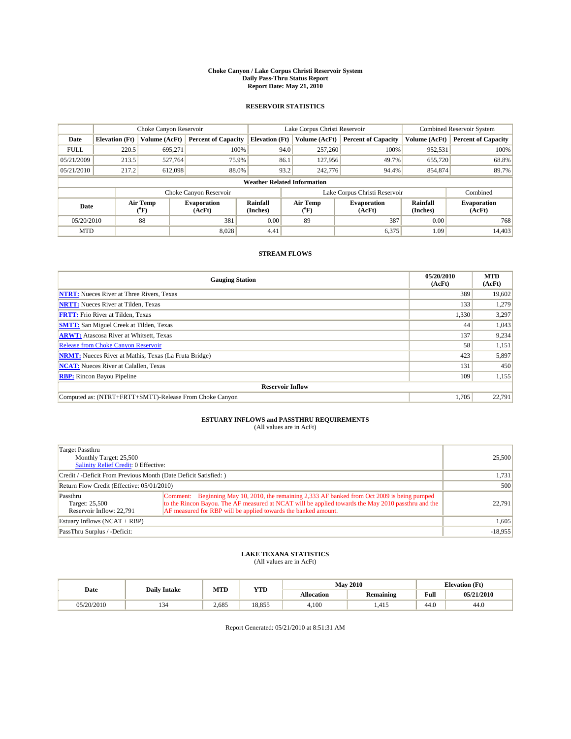# Choke Canyon / Lake Corpus Christi Reservoir System
## Daily Pass-Thru Status Report
### Report Date: May 21, 2010

## RESERVOIR STATISTICS

| | Choke Canyon Reservoir | | | Lake Corpus Christi Reservoir | | | Combined Reservoir System | |
|---|---|---|---|---|---|---|---|---|
| Date | Elevation (Ft) | Volume (AcFt) | Percent of Capacity | Elevation (Ft) | Volume (AcFt) | Percent of Capacity | Volume (AcFt) | Percent of Capacity |
| FULL | 220.5 | 695,271 | 100% | 94.0 | 257,260 | 100% | 952,531 | 100% |
| 05/21/2009 | 213.5 | 527,764 | 75.9% | 86.1 | 127,956 | 49.7% | 655,720 | 68.8% |
| 05/21/2010 | 217.2 | 612,098 | 88.0% | 93.2 | 242,776 | 94.4% | 854,874 | 89.7% |

**Weather Related Information**

| | Choke Canyon Reservoir | | | Lake Corpus Christi Reservoir | | | Combined |
|---|---|---|---|---|---|---|---|
| Date | Air Temp (°F) | Evaporation (AcFt) | Rainfall (Inches) | Air Temp (°F) | Evaporation (AcFt) | Rainfall (Inches) | Evaporation (AcFt) |
| 05/20/2010 | 88 | 381 | 0.00 | 89 | 387 | 0.00 | 768 |
| MTD | | 8,028 | 4.41 | | 6,375 | 1.09 | 14,403 |

## STREAM FLOWS

| Gauging Station | 05/20/2010 (AcFt) | MTD (AcFt) |
|---|---|---|
| NTRT: Nueces River at Three Rivers, Texas | 389 | 19,602 |
| NRTT: Nueces River at Tilden, Texas | 133 | 1,279 |
| FRTT: Frio River at Tilden, Texas | 1,330 | 3,297 |
| SMTT: San Miguel Creek at Tilden, Texas | 44 | 1,043 |
| ARWT: Atascosa River at Whitsett, Texas | 137 | 9,234 |
| Release from Choke Canyon Reservoir | 58 | 1,151 |
| NRMT: Nueces River at Mathis, Texas (La Fruta Bridge) | 423 | 5,897 |
| NCAT: Nueces River at Calallen, Texas | 131 | 450 |
| RBP: Rincon Bayou Pipeline | 109 | 1,155 |
| **Reservoir Inflow** | | |
| Computed as: (NTRT+FRTT+SMTT)-Release From Choke Canyon | 1,705 | 22,791 |

## ESTUARY INFLOWS and PASSTHRU REQUIREMENTS
(All values are in AcFt)

| | | |
|---|---|---|
| Target Passthru<br>Monthly Target: 25,500<br>Salinity Relief Credit: 0 Effective: | | 25,500 |
| Credit / -Deficit From Previous Month (Date Deficit Satisfied: ) | | 1,731 |
| Return Flow Credit (Effective: 05/01/2010) | | 500 |
| Passthru<br>Target: 25,500<br>Reservoir Inflow: 22,791 | Comment: Beginning May 10, 2010, the remaining 2,333 AF banked from Oct 2009 is being pumped to the Rincon Bayou. The AF measured at NCAT will be applied towards the May 2010 passthru and the AF measured for RBP will be applied towards the banked amount. | 22,791 |
| Estuary Inflows (NCAT + RBP) | | 1,605 |
| PassThru Surplus / -Deficit: | | -18,955 |

## LAKE TEXANA STATISTICS
(All values are in AcFt)

| Date | Daily Intake | MTD | YTD | May 2010 | | Elevation (Ft) | |
|---|---|---|---|---|---|---|---|
| | | | | Allocation | Remaining | Full | 05/21/2010 |
| 05/20/2010 | 134 | 2,685 | 18,855 | 4,100 | 1,415 | 44.0 | 44.0 |

Report Generated: 05/21/2010 at 8:51:31 AM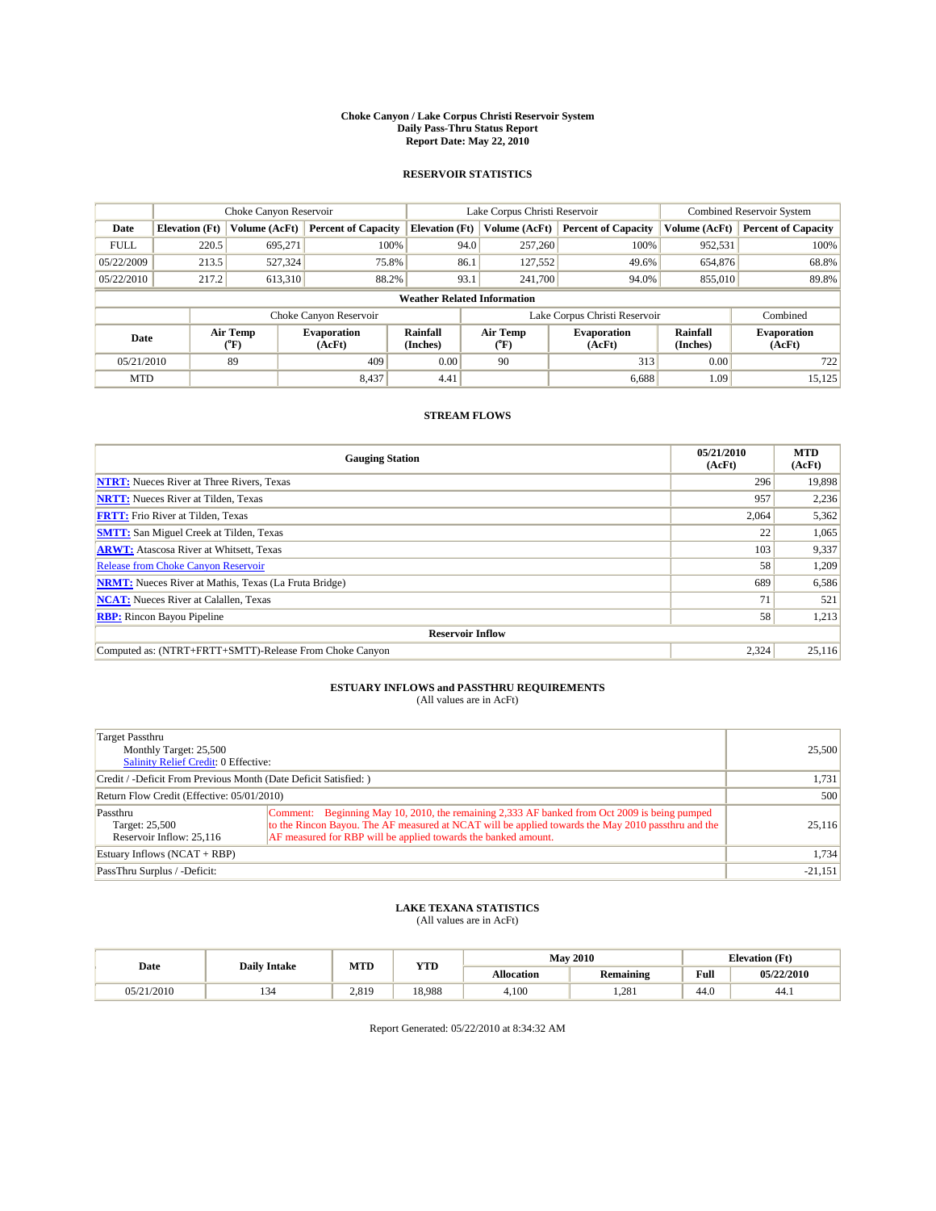# Choke Canyon / Lake Corpus Christi Reservoir System
## Daily Pass-Thru Status Report
### Report Date: May 22, 2010

## RESERVOIR STATISTICS

| | Choke Canyon Reservoir | | | Lake Corpus Christi Reservoir | | | Combined Reservoir System | |
|---|---|---|---|---|---|---|---|---|
| Date | Elevation (Ft) | Volume (AcFt) | Percent of Capacity | Elevation (Ft) | Volume (AcFt) | Percent of Capacity | Volume (AcFt) | Percent of Capacity |
| FULL | 220.5 | 695,271 | 100% | 94.0 | 257,260 | 100% | 952,531 | 100% |
| 05/22/2009 | 213.5 | 527,324 | 75.8% | 86.1 | 127,552 | 49.6% | 654,876 | 68.8% |
| 05/22/2010 | 217.2 | 613,310 | 88.2% | 93.1 | 241,700 | 94.0% | 855,010 | 89.8% |

**Weather Related Information**

| | Choke Canyon Reservoir | | | Lake Corpus Christi Reservoir | | | Combined |
|---|---|---|---|---|---|---|---|
| Date | Air Temp (°F) | Evaporation (AcFt) | Rainfall (Inches) | Air Temp (°F) | Evaporation (AcFt) | Rainfall (Inches) | Evaporation (AcFt) |
| 05/21/2010 | 89 | 409 | 0.00 | 90 | 313 | 0.00 | 722 |
| MTD | | 8,437 | 4.41 | | 6,688 | 1.09 | 15,125 |

## STREAM FLOWS

| Gauging Station | 05/21/2010 (AcFt) | MTD (AcFt) |
|---|---|---|
| **NTRT:** Nueces River at Three Rivers, Texas | 296 | 19,898 |
| **NRTT:** Nueces River at Tilden, Texas | 957 | 2,236 |
| **FRTT:** Frio River at Tilden, Texas | 2,064 | 5,362 |
| **SMTT:** San Miguel Creek at Tilden, Texas | 22 | 1,065 |
| **ARWT:** Atascosa River at Whitsett, Texas | 103 | 9,337 |
| Release from Choke Canyon Reservoir | 58 | 1,209 |
| **NRMT:** Nueces River at Mathis, Texas (La Fruta Bridge) | 689 | 6,586 |
| **NCAT:** Nueces River at Calallen, Texas | 71 | 521 |
| **RBP:** Rincon Bayou Pipeline | 58 | 1,213 |
| **Reservoir Inflow** | | |
| Computed as: (NTRT+FRTT+SMTT)-Release From Choke Canyon | 2,324 | 25,116 |

## ESTUARY INFLOWS and PASSTHRU REQUIREMENTS
(All values are in AcFt)

| | | |
|---|---|---|
| Target Passthru<br>Monthly Target: 25,500<br>Salinity Relief Credit: 0 Effective: | | 25,500 |
| Credit / -Deficit From Previous Month (Date Deficit Satisfied: ) | | 1,731 |
| Return Flow Credit (Effective: 05/01/2010) | | 500 |
| Passthru<br>Target: 25,500<br>Reservoir Inflow: 25,116 | Comment: Beginning May 10, 2010, the remaining 2,333 AF banked from Oct 2009 is being pumped to the Rincon Bayou. The AF measured at NCAT will be applied towards the May 2010 passthru and the AF measured for RBP will be applied towards the banked amount. | 25,116 |
| Estuary Inflows (NCAT + RBP) | | 1,734 |
| PassThru Surplus / -Deficit: | | -21,151 |

## LAKE TEXANA STATISTICS
(All values are in AcFt)

| Date | Daily Intake | MTD | YTD | May 2010 | | Elevation (Ft) | |
|---|---|---|---|---|---|---|---|
| | | | | Allocation | Remaining | Full | 05/22/2010 |
| 05/21/2010 | 134 | 2,819 | 18,988 | 4,100 | 1,281 | 44.0 | 44.1 |

Report Generated: 05/22/2010 at 8:34:32 AM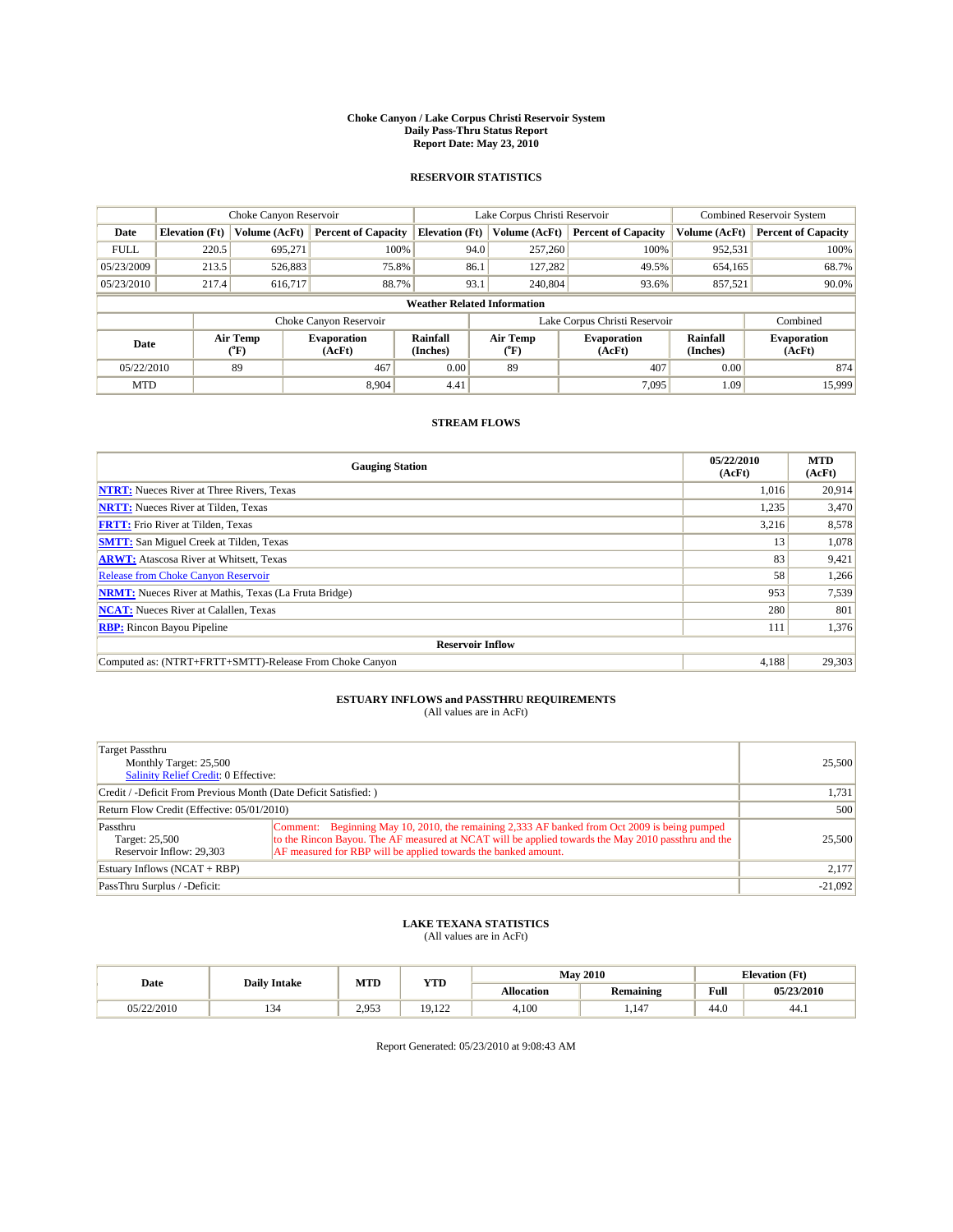# Choke Canyon / Lake Corpus Christi Reservoir System
## Daily Pass-Thru Status Report
## Report Date: May 23, 2010

### RESERVOIR STATISTICS

| | Choke Canyon Reservoir | | | Lake Corpus Christi Reservoir | | | Combined Reservoir System | |
|---|---|---|---|---|---|---|---|---|
| Date | Elevation (Ft) | Volume (AcFt) | Percent of Capacity | Elevation (Ft) | Volume (AcFt) | Percent of Capacity | Volume (AcFt) | Percent of Capacity |
| FULL | 220.5 | 695,271 | 100% | 94.0 | 257,260 | 100% | 952,531 | 100% |
| 05/23/2009 | 213.5 | 526,883 | 75.8% | 86.1 | 127,282 | 49.5% | 654,165 | 68.7% |
| 05/23/2010 | 217.4 | 616,717 | 88.7% | 93.1 | 240,804 | 93.6% | 857,521 | 90.0% |

**Weather Related Information**

| | Choke Canyon Reservoir | | | Lake Corpus Christi Reservoir | | | Combined |
|---|---|---|---|---|---|---|---|
| Date | Air Temp (°F) | Evaporation (AcFt) | Rainfall (Inches) | Air Temp (°F) | Evaporation (AcFt) | Rainfall (Inches) | Evaporation (AcFt) |
| 05/22/2010 | 89 | 467 | 0.00 | 89 | 407 | 0.00 | 874 |
| MTD | | 8,904 | 4.41 | | 7,095 | 1.09 | 15,999 |

### STREAM FLOWS

| Gauging Station | 05/22/2010 (AcFt) | MTD (AcFt) |
|---|---|---|
| NTRT: Nueces River at Three Rivers, Texas | 1,016 | 20,914 |
| NRTT: Nueces River at Tilden, Texas | 1,235 | 3,470 |
| FRTT: Frio River at Tilden, Texas | 3,216 | 8,578 |
| SMTT: San Miguel Creek at Tilden, Texas | 13 | 1,078 |
| ARWT: Atascosa River at Whitsett, Texas | 83 | 9,421 |
| Release from Choke Canyon Reservoir | 58 | 1,266 |
| NRMT: Nueces River at Mathis, Texas (La Fruta Bridge) | 953 | 7,539 |
| NCAT: Nueces River at Calallen, Texas | 280 | 801 |
| RBP: Rincon Bayou Pipeline | 111 | 1,376 |
| **Reservoir Inflow** | | |
| Computed as: (NTRT+FRTT+SMTT)-Release From Choke Canyon | 4,188 | 29,303 |

### ESTUARY INFLOWS and PASSTHRU REQUIREMENTS
(All values are in AcFt)

| | | |
|---|---|---|
| Target Passthru<br>Monthly Target: 25,500<br>Salinity Relief Credit: 0 Effective: | | 25,500 |
| Credit / -Deficit From Previous Month (Date Deficit Satisfied: ) | | 1,731 |
| Return Flow Credit (Effective: 05/01/2010) | | 500 |
| Passthru<br>Target: 25,500<br>Reservoir Inflow: 29,303 | Comment: Beginning May 10, 2010, the remaining 2,333 AF banked from Oct 2009 is being pumped to the Rincon Bayou. The AF measured at NCAT will be applied towards the May 2010 passthru and the AF measured for RBP will be applied towards the banked amount. | 25,500 |
| Estuary Inflows (NCAT + RBP) | | 2,177 |
| PassThru Surplus / -Deficit: | | -21,092 |

### LAKE TEXANA STATISTICS
(All values are in AcFt)

| Date | Daily Intake | MTD | YTD | May 2010 | | Elevation (Ft) | |
|---|---|---|---|---|---|---|---|
| | | | | Allocation | Remaining | Full | 05/23/2010 |
| 05/22/2010 | 134 | 2,953 | 19,122 | 4,100 | 1,147 | 44.0 | 44.1 |

Report Generated: 05/23/2010 at 9:08:43 AM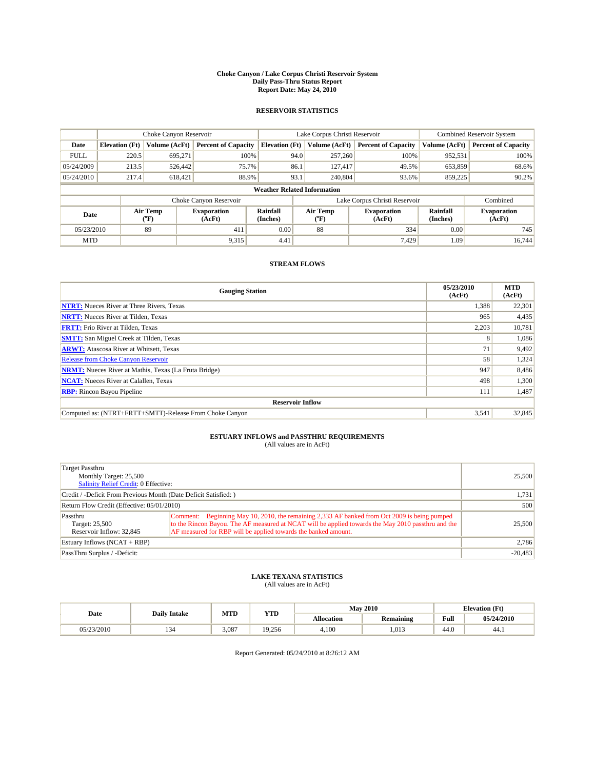**Choke Canyon / Lake Corpus Christi Reservoir System**
**Daily Pass-Thru Status Report**
**Report Date: May 24, 2010**

## RESERVOIR STATISTICS

| | Choke Canyon Reservoir | | | Lake Corpus Christi Reservoir | | | Combined Reservoir System | |
|---|---|---|---|---|---|---|---|---|
| Date | Elevation (Ft) | Volume (AcFt) | Percent of Capacity | Elevation (Ft) | Volume (AcFt) | Percent of Capacity | Volume (AcFt) | Percent of Capacity |
| FULL | 220.5 | 695,271 | 100% | 94.0 | 257,260 | 100% | 952,531 | 100% |
| 05/24/2009 | 213.5 | 526,442 | 75.7% | 86.1 | 127,417 | 49.5% | 653,859 | 68.6% |
| 05/24/2010 | 217.4 | 618,421 | 88.9% | 93.1 | 240,804 | 93.6% | 859,225 | 90.2% |

**Weather Related Information**

| | Choke Canyon Reservoir | | | Lake Corpus Christi Reservoir | | | Combined |
|---|---|---|---|---|---|---|---|
| Date | Air Temp (°F) | Evaporation (AcFt) | Rainfall (Inches) | Air Temp (°F) | Evaporation (AcFt) | Rainfall (Inches) | Evaporation (AcFt) |
| 05/23/2010 | 89 | 411 | 0.00 | 88 | 334 | 0.00 | 745 |
| MTD | | 9,315 | 4.41 | | 7,429 | 1.09 | 16,744 |

## STREAM FLOWS

| Gauging Station | 05/23/2010 (AcFt) | MTD (AcFt) |
|---|---|---|
| NTRT: Nueces River at Three Rivers, Texas | 1,388 | 22,301 |
| NRTT: Nueces River at Tilden, Texas | 965 | 4,435 |
| FRTT: Frio River at Tilden, Texas | 2,203 | 10,781 |
| SMTT: San Miguel Creek at Tilden, Texas | 8 | 1,086 |
| ARWT: Atascosa River at Whitsett, Texas | 71 | 9,492 |
| Release from Choke Canyon Reservoir | 58 | 1,324 |
| NRMT: Nueces River at Mathis, Texas (La Fruta Bridge) | 947 | 8,486 |
| NCAT: Nueces River at Calallen, Texas | 498 | 1,300 |
| RBP: Rincon Bayou Pipeline | 111 | 1,487 |
| **Reservoir Inflow** | | |
| Computed as: (NTRT+FRTT+SMTT)-Release From Choke Canyon | 3,541 | 32,845 |

## ESTUARY INFLOWS and PASSTHRU REQUIREMENTS
(All values are in AcFt)

| | | |
|---|---|---|
| Target Passthru<br>Monthly Target: 25,500<br>Salinity Relief Credit: 0 Effective: | | 25,500 |
| Credit / -Deficit From Previous Month (Date Deficit Satisfied: ) | | 1,731 |
| Return Flow Credit (Effective: 05/01/2010) | | 500 |
| Passthru<br>Target: 25,500<br>Reservoir Inflow: 32,845 | Comment: Beginning May 10, 2010, the remaining 2,333 AF banked from Oct 2009 is being pumped to the Rincon Bayou. The AF measured at NCAT will be applied towards the May 2010 passthru and the AF measured for RBP will be applied towards the banked amount. | 25,500 |
| Estuary Inflows (NCAT + RBP) | | 2,786 |
| PassThru Surplus / -Deficit: | | -20,483 |

## LAKE TEXANA STATISTICS
(All values are in AcFt)

| Date | Daily Intake | MTD | YTD | May 2010 | | Elevation (Ft) | |
|---|---|---|---|---|---|---|---|
| | | | | Allocation | Remaining | Full | 05/24/2010 |
| 05/23/2010 | 134 | 3,087 | 19,256 | 4,100 | 1,013 | 44.0 | 44.1 |

Report Generated: 05/24/2010 at 8:26:12 AM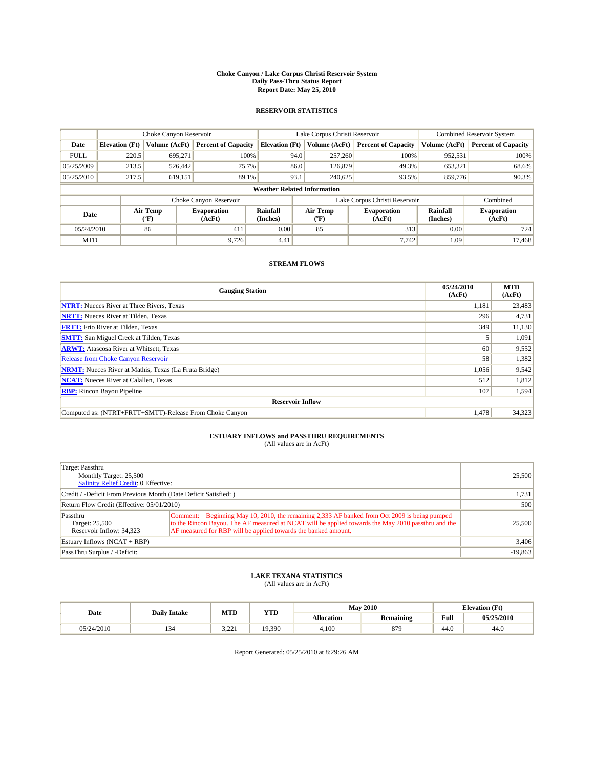# Choke Canyon / Lake Corpus Christi Reservoir System
## Daily Pass-Thru Status Report
## Report Date: May 25, 2010

### RESERVOIR STATISTICS

| | Choke Canyon Reservoir | | | Lake Corpus Christi Reservoir | | | Combined Reservoir System | |
|---|---|---|---|---|---|---|---|---|
| Date | Elevation (Ft) | Volume (AcFt) | Percent of Capacity | Elevation (Ft) | Volume (AcFt) | Percent of Capacity | Volume (AcFt) | Percent of Capacity |
| FULL | 220.5 | 695,271 | 100% | 94.0 | 257,260 | 100% | 952,531 | 100% |
| 05/25/2009 | 213.5 | 526,442 | 75.7% | 86.0 | 126,879 | 49.3% | 653,321 | 68.6% |
| 05/25/2010 | 217.5 | 619,151 | 89.1% | 93.1 | 240,625 | 93.5% | 859,776 | 90.3% |

**Weather Related Information**

| | Choke Canyon Reservoir | | | Lake Corpus Christi Reservoir | | | Combined |
|---|---|---|---|---|---|---|---|
| Date | Air Temp (°F) | Evaporation (AcFt) | Rainfall (Inches) | Air Temp (°F) | Evaporation (AcFt) | Rainfall (Inches) | Evaporation (AcFt) |
| 05/24/2010 | 86 | 411 | 0.00 | 85 | 313 | 0.00 | 724 |
| MTD | | 9,726 | 4.41 | | 7,742 | 1.09 | 17,468 |

### STREAM FLOWS

| Gauging Station | 05/24/2010 (AcFt) | MTD (AcFt) |
|---|---|---|
| NTRT: Nueces River at Three Rivers, Texas | 1,181 | 23,483 |
| NRTT: Nueces River at Tilden, Texas | 296 | 4,731 |
| FRTT: Frio River at Tilden, Texas | 349 | 11,130 |
| SMTT: San Miguel Creek at Tilden, Texas | 5 | 1,091 |
| ARWT: Atascosa River at Whitsett, Texas | 60 | 9,552 |
| Release from Choke Canyon Reservoir | 58 | 1,382 |
| NRMT: Nueces River at Mathis, Texas (La Fruta Bridge) | 1,056 | 9,542 |
| NCAT: Nueces River at Calallen, Texas | 512 | 1,812 |
| RBP: Rincon Bayou Pipeline | 107 | 1,594 |
| **Reservoir Inflow** | | |
| Computed as: (NTRT+FRTT+SMTT)-Release From Choke Canyon | 1,478 | 34,323 |

### ESTUARY INFLOWS and PASSTHRU REQUIREMENTS
(All values are in AcFt)

| | | |
|---|---|---|
| Target Passthru<br>Monthly Target: 25,500<br>Salinity Relief Credit: 0 Effective: | | 25,500 |
| Credit / -Deficit From Previous Month (Date Deficit Satisfied: ) | | 1,731 |
| Return Flow Credit (Effective: 05/01/2010) | | 500 |
| Passthru<br>Target: 25,500<br>Reservoir Inflow: 34,323 | Comment: Beginning May 10, 2010, the remaining 2,333 AF banked from Oct 2009 is being pumped to the Rincon Bayou. The AF measured at NCAT will be applied towards the May 2010 passthru and the AF measured for RBP will be applied towards the banked amount. | 25,500 |
| Estuary Inflows (NCAT + RBP) | | 3,406 |
| PassThru Surplus / -Deficit: | | -19,863 |

### LAKE TEXANA STATISTICS
(All values are in AcFt)

| Date | Daily Intake | MTD | YTD | May 2010 | | Elevation (Ft) | |
|---|---|---|---|---|---|---|---|
| | | | | Allocation | Remaining | Full | 05/25/2010 |
| 05/24/2010 | 134 | 3,221 | 19,390 | 4,100 | 879 | 44.0 | 44.0 |

Report Generated: 05/25/2010 at 8:29:26 AM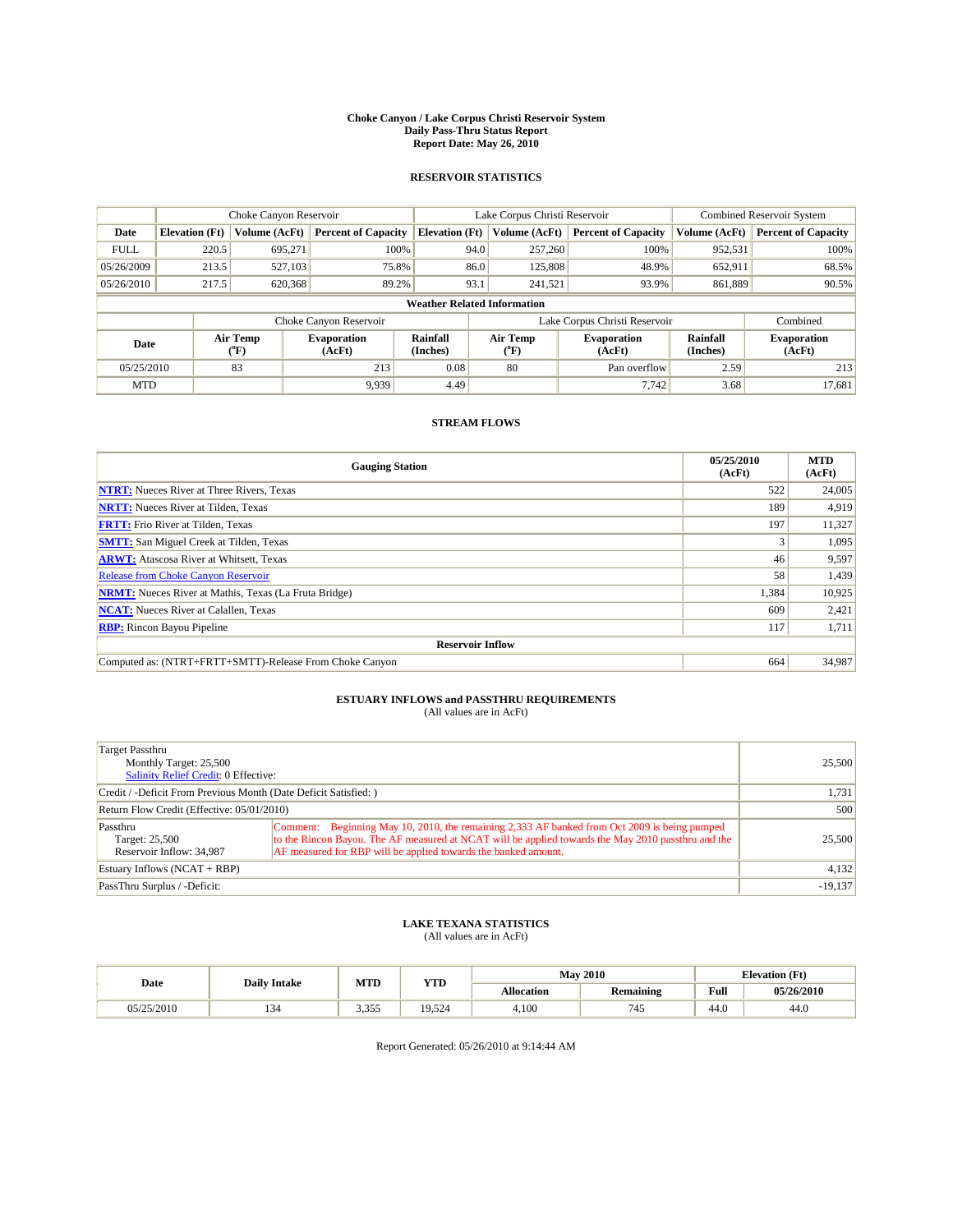**Choke Canyon / Lake Corpus Christi Reservoir System**
**Daily Pass-Thru Status Report**
**Report Date: May 26, 2010**

## RESERVOIR STATISTICS

| | Choke Canyon Reservoir | | | Lake Corpus Christi Reservoir | | | Combined Reservoir System | |
|---|---|---|---|---|---|---|---|---|
| Date | Elevation (Ft) | Volume (AcFt) | Percent of Capacity | Elevation (Ft) | Volume (AcFt) | Percent of Capacity | Volume (AcFt) | Percent of Capacity |
| FULL | 220.5 | 695,271 | 100% | 94.0 | 257,260 | 100% | 952,531 | 100% |
| 05/26/2009 | 213.5 | 527,103 | 75.8% | 86.0 | 125,808 | 48.9% | 652,911 | 68.5% |
| 05/26/2010 | 217.5 | 620,368 | 89.2% | 93.1 | 241,521 | 93.9% | 861,889 | 90.5% |

**Weather Related Information**

| | Choke Canyon Reservoir | | | Lake Corpus Christi Reservoir | | | Combined |
|---|---|---|---|---|---|---|---|
| Date | Air Temp (°F) | Evaporation (AcFt) | Rainfall (Inches) | Air Temp (°F) | Evaporation (AcFt) | Rainfall (Inches) | Evaporation (AcFt) |
| 05/25/2010 | 83 | 213 | 0.08 | 80 | Pan overflow | 2.59 | 213 |
| MTD | | 9,939 | 4.49 | | 7,742 | 3.68 | 17,681 |

## STREAM FLOWS

| Gauging Station | 05/25/2010 (AcFt) | MTD (AcFt) |
|---|---|---|
| **NTRT:** Nueces River at Three Rivers, Texas | 522 | 24,005 |
| **NRTT:** Nueces River at Tilden, Texas | 189 | 4,919 |
| **FRTT:** Frio River at Tilden, Texas | 197 | 11,327 |
| **SMTT:** San Miguel Creek at Tilden, Texas | 3 | 1,095 |
| **ARWT:** Atascosa River at Whitsett, Texas | 46 | 9,597 |
| Release from Choke Canyon Reservoir | 58 | 1,439 |
| **NRMT:** Nueces River at Mathis, Texas (La Fruta Bridge) | 1,384 | 10,925 |
| **NCAT:** Nueces River at Calallen, Texas | 609 | 2,421 |
| **RBP:** Rincon Bayou Pipeline | 117 | 1,711 |
| **Reservoir Inflow** | | |
| Computed as: (NTRT+FRTT+SMTT)-Release From Choke Canyon | 664 | 34,987 |

## ESTUARY INFLOWS and PASSTHRU REQUIREMENTS
(All values are in AcFt)

| | | |
|---|---|---|
| Target Passthru<br>Monthly Target: 25,500<br>Salinity Relief Credit: 0 Effective: | | 25,500 |
| Credit / -Deficit From Previous Month (Date Deficit Satisfied: ) | | 1,731 |
| Return Flow Credit (Effective: 05/01/2010) | | 500 |
| Passthru<br>Target: 25,500<br>Reservoir Inflow: 34,987 | Comment: Beginning May 10, 2010, the remaining 2,333 AF banked from Oct 2009 is being pumped to the Rincon Bayou. The AF measured at NCAT will be applied towards the May 2010 passthru and the AF measured for RBP will be applied towards the banked amount. | 25,500 |
| Estuary Inflows (NCAT + RBP) | | 4,132 |
| PassThru Surplus / -Deficit: | | -19,137 |

## LAKE TEXANA STATISTICS
(All values are in AcFt)

| Date | Daily Intake | MTD | YTD | May 2010 | | Elevation (Ft) | |
|---|---|---|---|---|---|---|---|
| | | | | Allocation | Remaining | Full | 05/26/2010 |
| 05/25/2010 | 134 | 3,355 | 19,524 | 4,100 | 745 | 44.0 | 44.0 |

Report Generated: 05/26/2010 at 9:14:44 AM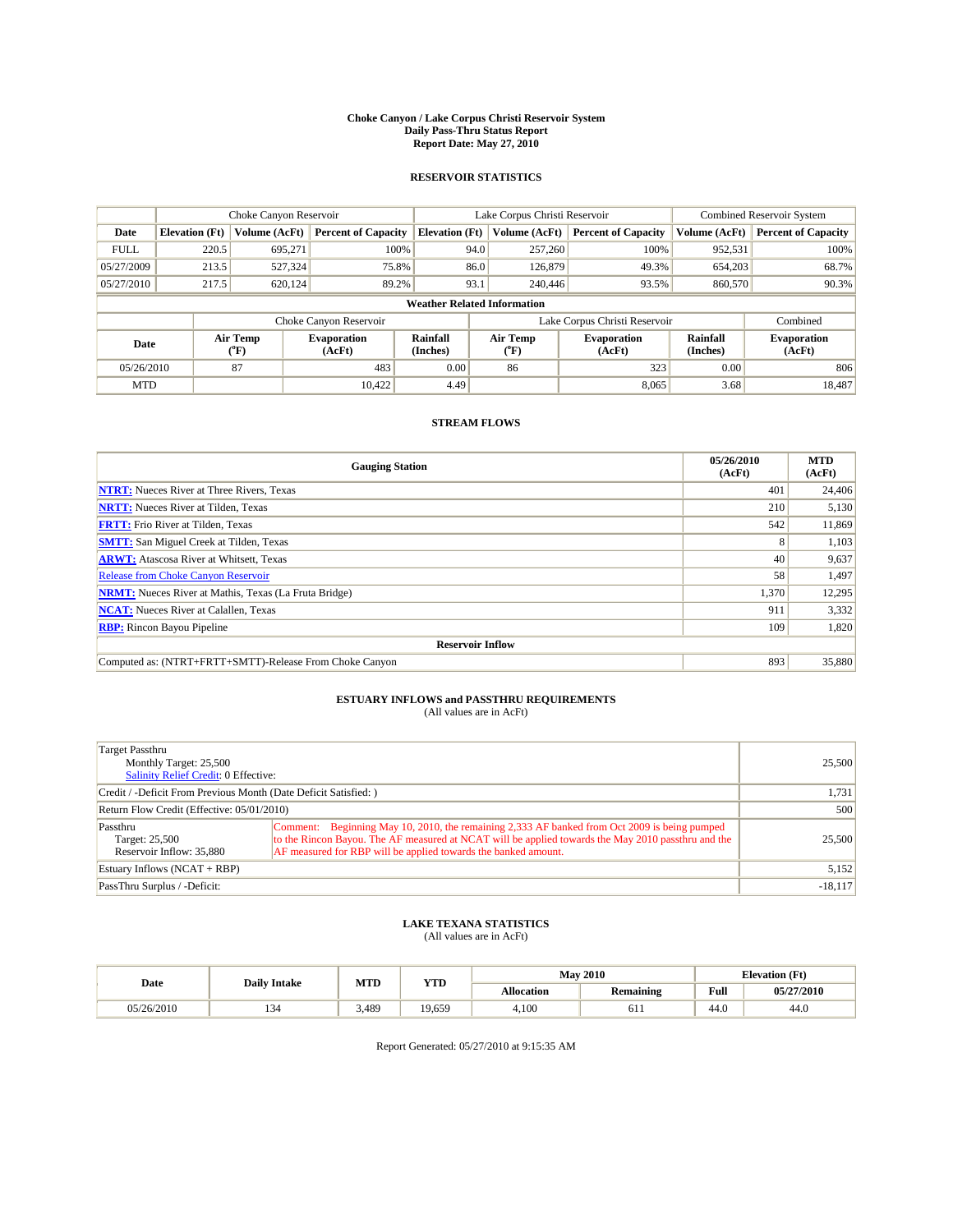**Choke Canyon / Lake Corpus Christi Reservoir System**
**Daily Pass-Thru Status Report**
**Report Date: May 27, 2010**

## RESERVOIR STATISTICS

| | Choke Canyon Reservoir | | | Lake Corpus Christi Reservoir | | | Combined Reservoir System | |
|---|---|---|---|---|---|---|---|---|
| Date | Elevation (Ft) | Volume (AcFt) | Percent of Capacity | Elevation (Ft) | Volume (AcFt) | Percent of Capacity | Volume (AcFt) | Percent of Capacity |
| FULL | 220.5 | 695,271 | 100% | 94.0 | 257,260 | 100% | 952,531 | 100% |
| 05/27/2009 | 213.5 | 527,324 | 75.8% | 86.0 | 126,879 | 49.3% | 654,203 | 68.7% |
| 05/27/2010 | 217.5 | 620,124 | 89.2% | 93.1 | 240,446 | 93.5% | 860,570 | 90.3% |

**Weather Related Information**

| | Choke Canyon Reservoir | | | Lake Corpus Christi Reservoir | | | Combined |
|---|---|---|---|---|---|---|---|
| Date | Air Temp (°F) | Evaporation (AcFt) | Rainfall (Inches) | Air Temp (°F) | Evaporation (AcFt) | Rainfall (Inches) | Evaporation (AcFt) |
| 05/26/2010 | 87 | 483 | 0.00 | 86 | 323 | 0.00 | 806 |
| MTD | | 10,422 | 4.49 | | 8,065 | 3.68 | 18,487 |

## STREAM FLOWS

| Gauging Station | 05/26/2010 (AcFt) | MTD (AcFt) |
|---|---|---|
| NTRT: Nueces River at Three Rivers, Texas | 401 | 24,406 |
| NRTT: Nueces River at Tilden, Texas | 210 | 5,130 |
| FRTT: Frio River at Tilden, Texas | 542 | 11,869 |
| SMTT: San Miguel Creek at Tilden, Texas | 8 | 1,103 |
| ARWT: Atascosa River at Whitsett, Texas | 40 | 9,637 |
| Release from Choke Canyon Reservoir | 58 | 1,497 |
| NRMT: Nueces River at Mathis, Texas (La Fruta Bridge) | 1,370 | 12,295 |
| NCAT: Nueces River at Calallen, Texas | 911 | 3,332 |
| RBP: Rincon Bayou Pipeline | 109 | 1,820 |
| **Reservoir Inflow** | | |
| Computed as: (NTRT+FRTT+SMTT)-Release From Choke Canyon | 893 | 35,880 |

## ESTUARY INFLOWS and PASSTHRU REQUIREMENTS

(All values are in AcFt)

| | | |
|---|---|---|
| Target Passthru<br>Monthly Target: 25,500<br>Salinity Relief Credit: 0 Effective: | | 25,500 |
| Credit / -Deficit From Previous Month (Date Deficit Satisfied: ) | | 1,731 |
| Return Flow Credit (Effective: 05/01/2010) | | 500 |
| Passthru<br>Target: 25,500<br>Reservoir Inflow: 35,880 | Comment: Beginning May 10, 2010, the remaining 2,333 AF banked from Oct 2009 is being pumped to the Rincon Bayou. The AF measured at NCAT will be applied towards the May 2010 passthru and the AF measured for RBP will be applied towards the banked amount. | 25,500 |
| Estuary Inflows (NCAT + RBP) | | 5,152 |
| PassThru Surplus / -Deficit: | | -18,117 |

## LAKE TEXANA STATISTICS

(All values are in AcFt)

| Date | Daily Intake | MTD | YTD | May 2010 | | Elevation (Ft) | |
|---|---|---|---|---|---|---|---|
| | | | | Allocation | Remaining | Full | 05/27/2010 |
| 05/26/2010 | 134 | 3,489 | 19,659 | 4,100 | 611 | 44.0 | 44.0 |

Report Generated: 05/27/2010 at 9:15:35 AM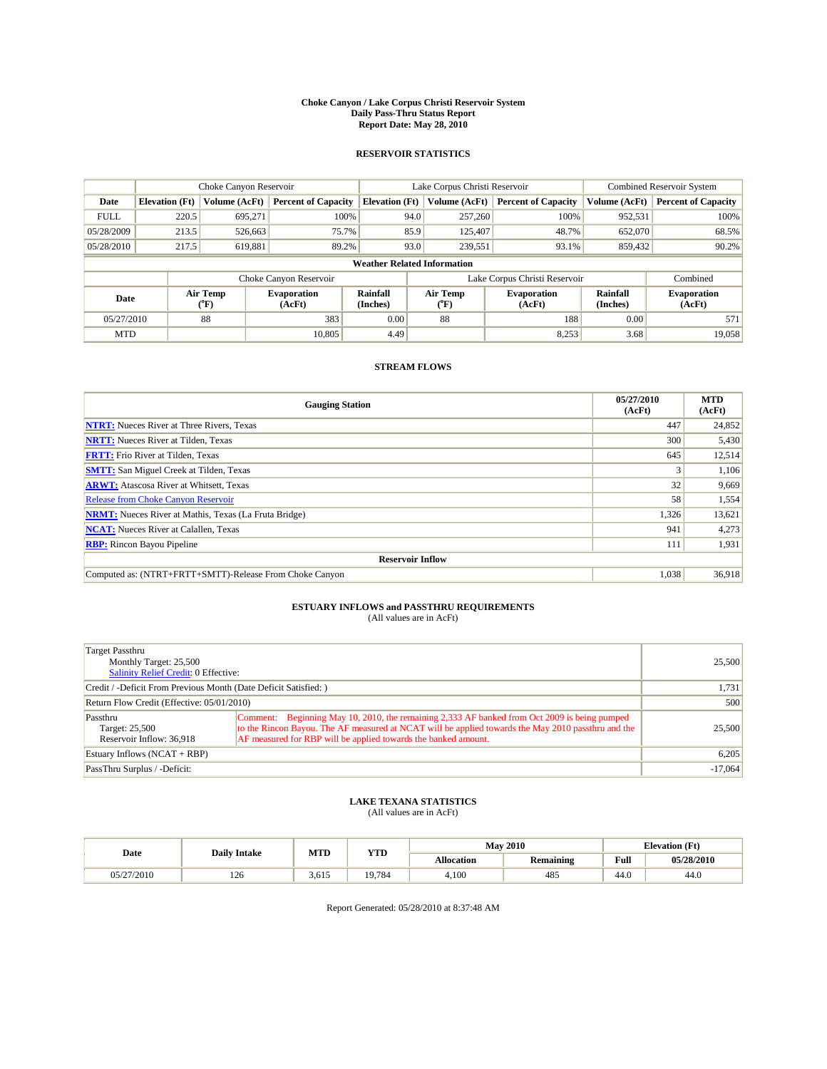**Choke Canyon / Lake Corpus Christi Reservoir System**
**Daily Pass-Thru Status Report**
**Report Date: May 28, 2010**

## RESERVOIR STATISTICS

| | Choke Canyon Reservoir | | | Lake Corpus Christi Reservoir | | | Combined Reservoir System | |
|---|---|---|---|---|---|---|---|---|
| **Date** | **Elevation (Ft)** | **Volume (AcFt)** | **Percent of Capacity** | **Elevation (Ft)** | **Volume (AcFt)** | **Percent of Capacity** | **Volume (AcFt)** | **Percent of Capacity** |
| FULL | 220.5 | 695,271 | 100% | 94.0 | 257,260 | 100% | 952,531 | 100% |
| 05/28/2009 | 213.5 | 526,663 | 75.7% | 85.9 | 125,407 | 48.7% | 652,070 | 68.5% |
| 05/28/2010 | 217.5 | 619,881 | 89.2% | 93.0 | 239,551 | 93.1% | 859,432 | 90.2% |

**Weather Related Information**

| | Choke Canyon Reservoir | | | Lake Corpus Christi Reservoir | | | Combined |
|---|---|---|---|---|---|---|---|
| **Date** | **Air Temp (°F)** | **Evaporation (AcFt)** | **Rainfall (Inches)** | **Air Temp (°F)** | **Evaporation (AcFt)** | **Rainfall (Inches)** | **Evaporation (AcFt)** |
| 05/27/2010 | 88 | 383 | 0.00 | 88 | 188 | 0.00 | 571 |
| MTD | | 10,805 | 4.49 | | 8,253 | 3.68 | 19,058 |

## STREAM FLOWS

| Gauging Station | 05/27/2010 (AcFt) | MTD (AcFt) |
|---|---|---|
| **NTRT:** Nueces River at Three Rivers, Texas | 447 | 24,852 |
| **NRTT:** Nueces River at Tilden, Texas | 300 | 5,430 |
| **FRTT:** Frio River at Tilden, Texas | 645 | 12,514 |
| **SMTT:** San Miguel Creek at Tilden, Texas | 3 | 1,106 |
| **ARWT:** Atascosa River at Whitsett, Texas | 32 | 9,669 |
| Release from Choke Canyon Reservoir | 58 | 1,554 |
| **NRMT:** Nueces River at Mathis, Texas (La Fruta Bridge) | 1,326 | 13,621 |
| **NCAT:** Nueces River at Calallen, Texas | 941 | 4,273 |
| **RBP:** Rincon Bayou Pipeline | 111 | 1,931 |
| **Reservoir Inflow** | | |
| Computed as: (NTRT+FRTT+SMTT)-Release From Choke Canyon | 1,038 | 36,918 |

## ESTUARY INFLOWS and PASSTHRU REQUIREMENTS
(All values are in AcFt)

| | | |
|---|---|---|
| Target Passthru<br>Monthly Target: 25,500<br>Salinity Relief Credit: 0 Effective: | | 25,500 |
| Credit / -Deficit From Previous Month (Date Deficit Satisfied: ) | | 1,731 |
| Return Flow Credit (Effective: 05/01/2010) | | 500 |
| Passthru<br>Target: 25,500<br>Reservoir Inflow: 36,918 | Comment: Beginning May 10, 2010, the remaining 2,333 AF banked from Oct 2009 is being pumped to the Rincon Bayou. The AF measured at NCAT will be applied towards the May 2010 passthru and the AF measured for RBP will be applied towards the banked amount. | 25,500 |
| Estuary Inflows (NCAT + RBP) | | 6,205 |
| PassThru Surplus / -Deficit: | | -17,064 |

## LAKE TEXANA STATISTICS
(All values are in AcFt)

| Date | Daily Intake | MTD | YTD | May 2010 | | Elevation (Ft) | |
|---|---|---|---|---|---|---|---|
| | | | | **Allocation** | **Remaining** | **Full** | **05/28/2010** |
| 05/27/2010 | 126 | 3,615 | 19,784 | 4,100 | 485 | 44.0 | 44.0 |

Report Generated: 05/28/2010 at 8:37:48 AM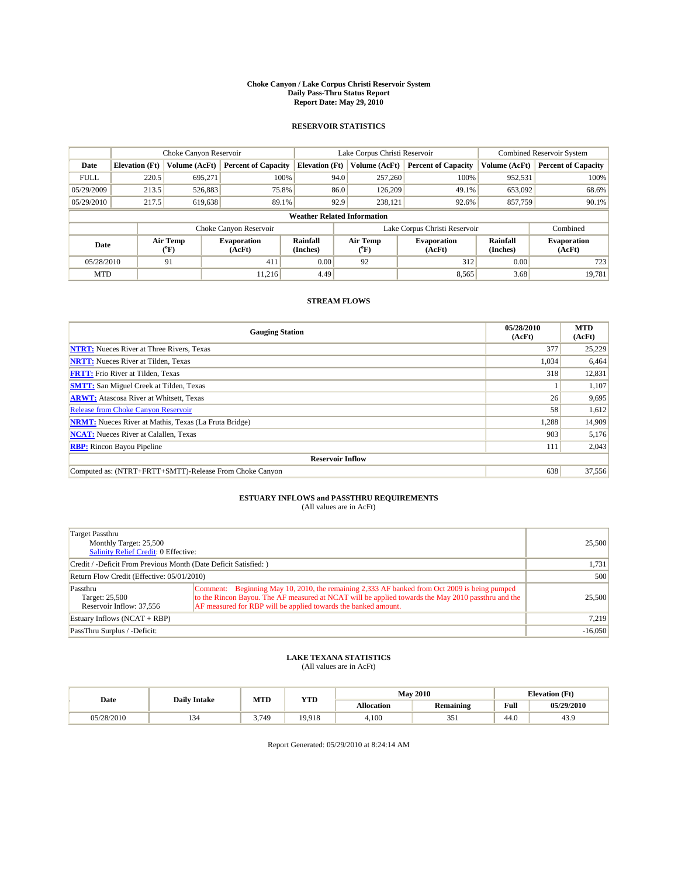**Choke Canyon / Lake Corpus Christi Reservoir System**
**Daily Pass-Thru Status Report**
**Report Date: May 29, 2010**

## RESERVOIR STATISTICS

| | Choke Canyon Reservoir | | | Lake Corpus Christi Reservoir | | | Combined Reservoir System | |
|---|---|---|---|---|---|---|---|---|
| **Date** | **Elevation (Ft)** | **Volume (AcFt)** | **Percent of Capacity** | **Elevation (Ft)** | **Volume (AcFt)** | **Percent of Capacity** | **Volume (AcFt)** | **Percent of Capacity** |
| FULL | 220.5 | 695,271 | 100% | 94.0 | 257,260 | 100% | 952,531 | 100% |
| 05/29/2009 | 213.5 | 526,883 | 75.8% | 86.0 | 126,209 | 49.1% | 653,092 | 68.6% |
| 05/29/2010 | 217.5 | 619,638 | 89.1% | 92.9 | 238,121 | 92.6% | 857,759 | 90.1% |

**Weather Related Information**

| | Choke Canyon Reservoir | | | Lake Corpus Christi Reservoir | | | Combined |
|---|---|---|---|---|---|---|---|
| **Date** | **Air Temp (°F)** | **Evaporation (AcFt)** | **Rainfall (Inches)** | **Air Temp (°F)** | **Evaporation (AcFt)** | **Rainfall (Inches)** | **Evaporation (AcFt)** |
| 05/28/2010 | 91 | 411 | 0.00 | 92 | 312 | 0.00 | 723 |
| MTD | | 11,216 | 4.49 | | 8,565 | 3.68 | 19,781 |

## STREAM FLOWS

| Gauging Station | 05/28/2010 (AcFt) | MTD (AcFt) |
|---|---|---|
| **NTRT:** Nueces River at Three Rivers, Texas | 377 | 25,229 |
| **NRTT:** Nueces River at Tilden, Texas | 1,034 | 6,464 |
| **FRTT:** Frio River at Tilden, Texas | 318 | 12,831 |
| **SMTT:** San Miguel Creek at Tilden, Texas | 1 | 1,107 |
| **ARWT:** Atascosa River at Whitsett, Texas | 26 | 9,695 |
| Release from Choke Canyon Reservoir | 58 | 1,612 |
| **NRMT:** Nueces River at Mathis, Texas (La Fruta Bridge) | 1,288 | 14,909 |
| **NCAT:** Nueces River at Calallen, Texas | 903 | 5,176 |
| **RBP:** Rincon Bayou Pipeline | 111 | 2,043 |
| **Reservoir Inflow** | | |
| Computed as: (NTRT+FRTT+SMTT)-Release From Choke Canyon | 638 | 37,556 |

## ESTUARY INFLOWS and PASSTHRU REQUIREMENTS

(All values are in AcFt)

| | | |
|---|---|---|
| Target Passthru<br>Monthly Target: 25,500<br>Salinity Relief Credit: 0 Effective: | | 25,500 |
| Credit / -Deficit From Previous Month (Date Deficit Satisfied: ) | | 1,731 |
| Return Flow Credit (Effective: 05/01/2010) | | 500 |
| Passthru<br>Target: 25,500<br>Reservoir Inflow: 37,556 | Comment: Beginning May 10, 2010, the remaining 2,333 AF banked from Oct 2009 is being pumped to the Rincon Bayou. The AF measured at NCAT will be applied towards the May 2010 passthru and the AF measured for RBP will be applied towards the banked amount. | 25,500 |
| Estuary Inflows (NCAT + RBP) | | 7,219 |
| PassThru Surplus / -Deficit: | | -16,050 |

## LAKE TEXANA STATISTICS

(All values are in AcFt)

| Date | Daily Intake | MTD | YTD | May 2010 | | Elevation (Ft) | |
|---|---|---|---|---|---|---|---|
| | | | | **Allocation** | **Remaining** | **Full** | **05/29/2010** |
| 05/28/2010 | 134 | 3,749 | 19,918 | 4,100 | 351 | 44.0 | 43.9 |

Report Generated: 05/29/2010 at 8:24:14 AM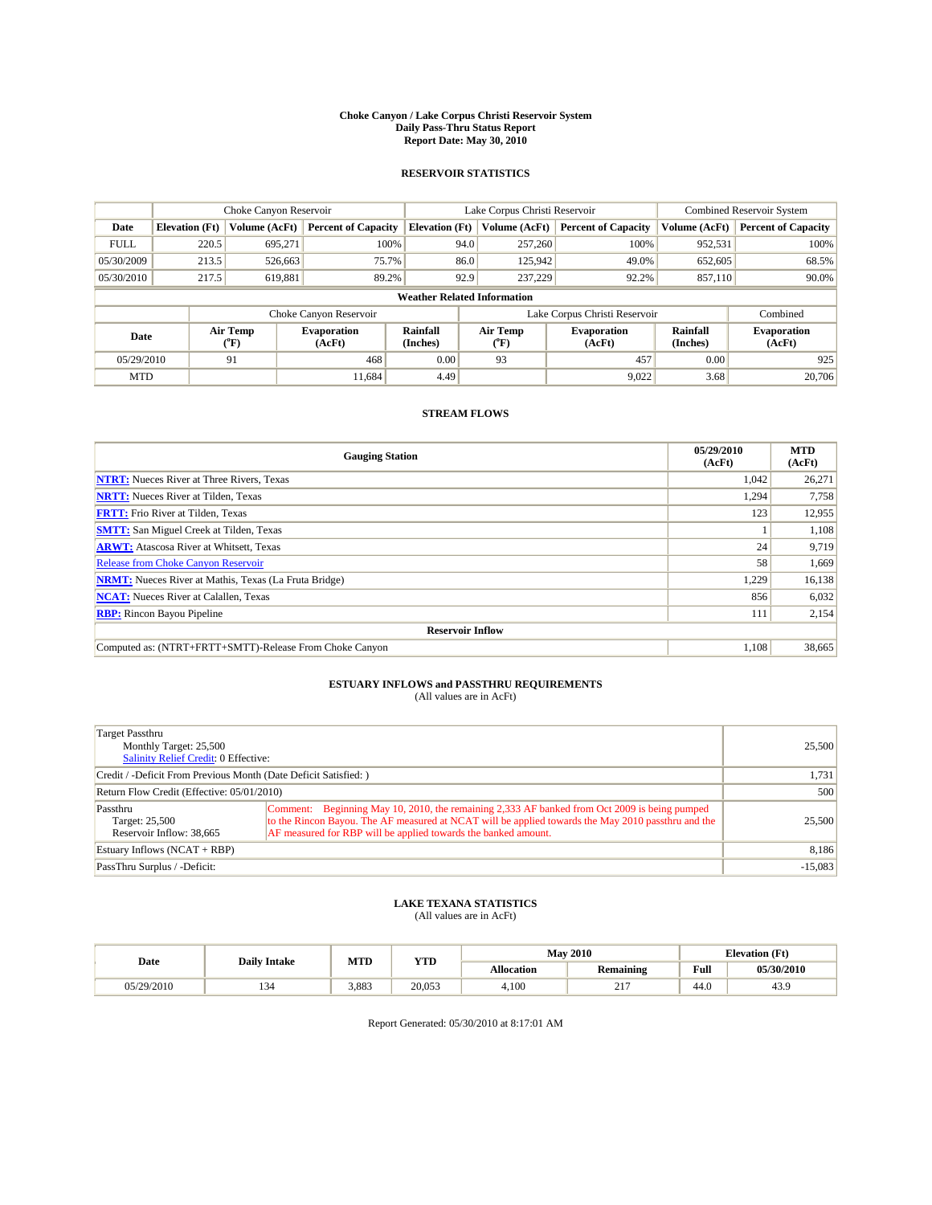# Choke Canyon / Lake Corpus Christi Reservoir System
## Daily Pass-Thru Status Report
### Report Date: May 30, 2010

## RESERVOIR STATISTICS

| | Choke Canyon Reservoir | | | Lake Corpus Christi Reservoir | | | Combined Reservoir System | |
|---|---|---|---|---|---|---|---|---|
| Date | Elevation (Ft) | Volume (AcFt) | Percent of Capacity | Elevation (Ft) | Volume (AcFt) | Percent of Capacity | Volume (AcFt) | Percent of Capacity |
| FULL | 220.5 | 695,271 | 100% | 94.0 | 257,260 | 100% | 952,531 | 100% |
| 05/30/2009 | 213.5 | 526,663 | 75.7% | 86.0 | 125,942 | 49.0% | 652,605 | 68.5% |
| 05/30/2010 | 217.5 | 619,881 | 89.2% | 92.9 | 237,229 | 92.2% | 857,110 | 90.0% |

### Weather Related Information

| | Choke Canyon Reservoir | | | Lake Corpus Christi Reservoir | | | Combined |
|---|---|---|---|---|---|---|---|
| Date | Air Temp (°F) | Evaporation (AcFt) | Rainfall (Inches) | Air Temp (°F) | Evaporation (AcFt) | Rainfall (Inches) | Evaporation (AcFt) |
| 05/29/2010 | 91 | 468 | 0.00 | 93 | 457 | 0.00 | 925 |
| MTD | | 11,684 | 4.49 | | 9,022 | 3.68 | 20,706 |

## STREAM FLOWS

| Gauging Station | 05/29/2010 (AcFt) | MTD (AcFt) |
|---|---|---|
| NTRT: Nueces River at Three Rivers, Texas | 1,042 | 26,271 |
| NRTT: Nueces River at Tilden, Texas | 1,294 | 7,758 |
| FRTT: Frio River at Tilden, Texas | 123 | 12,955 |
| SMTT: San Miguel Creek at Tilden, Texas | 1 | 1,108 |
| ARWT: Atascosa River at Whitsett, Texas | 24 | 9,719 |
| Release from Choke Canyon Reservoir | 58 | 1,669 |
| NRMT: Nueces River at Mathis, Texas (La Fruta Bridge) | 1,229 | 16,138 |
| NCAT: Nueces River at Calallen, Texas | 856 | 6,032 |
| RBP: Rincon Bayou Pipeline | 111 | 2,154 |
| **Reservoir Inflow** | | |
| Computed as: (NTRT+FRTT+SMTT)-Release From Choke Canyon | 1,108 | 38,665 |

## ESTUARY INFLOWS and PASSTHRU REQUIREMENTS
(All values are in AcFt)

| | | |
|---|---|---|
| Target Passthru<br>Monthly Target: 25,500<br>Salinity Relief Credit: 0 Effective: | | 25,500 |
| Credit / -Deficit From Previous Month (Date Deficit Satisfied: ) | | 1,731 |
| Return Flow Credit (Effective: 05/01/2010) | | 500 |
| Passthru<br>Target: 25,500<br>Reservoir Inflow: 38,665 | Comment: Beginning May 10, 2010, the remaining 2,333 AF banked from Oct 2009 is being pumped to the Rincon Bayou. The AF measured at NCAT will be applied towards the May 2010 passthru and the AF measured for RBP will be applied towards the banked amount. | 25,500 |
| Estuary Inflows (NCAT + RBP) | | 8,186 |
| PassThru Surplus / -Deficit: | | -15,083 |

## LAKE TEXANA STATISTICS
(All values are in AcFt)

| Date | Daily Intake | MTD | YTD | May 2010 | | Elevation (Ft) | |
|---|---|---|---|---|---|---|---|
| | | | | Allocation | Remaining | Full | 05/30/2010 |
| 05/29/2010 | 134 | 3,883 | 20,053 | 4,100 | 217 | 44.0 | 43.9 |

Report Generated: 05/30/2010 at 8:17:01 AM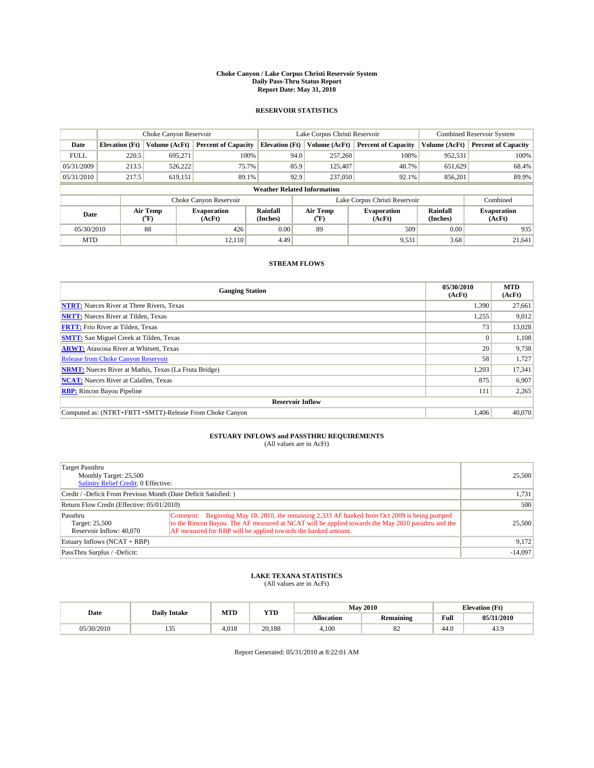**Choke Canyon / Lake Corpus Christi Reservoir System**
**Daily Pass-Thru Status Report**
**Report Date: May 31, 2010**

## RESERVOIR STATISTICS

| | Choke Canyon Reservoir | | | Lake Corpus Christi Reservoir | | | Combined Reservoir System | |
|---|---|---|---|---|---|---|---|---|
| Date | Elevation (Ft) | Volume (AcFt) | Percent of Capacity | Elevation (Ft) | Volume (AcFt) | Percent of Capacity | Volume (AcFt) | Percent of Capacity |
| FULL | 220.5 | 695,271 | 100% | 94.0 | 257,260 | 100% | 952,531 | 100% |
| 05/31/2009 | 213.5 | 526,222 | 75.7% | 85.9 | 125,407 | 48.7% | 651,629 | 68.4% |
| 05/31/2010 | 217.5 | 619,151 | 89.1% | 92.9 | 237,050 | 92.1% | 856,201 | 89.9% |

**Weather Related Information**

| | Choke Canyon Reservoir | | | Lake Corpus Christi Reservoir | | | Combined |
|---|---|---|---|---|---|---|---|
| Date | Air Temp (°F) | Evaporation (AcFt) | Rainfall (Inches) | Air Temp (°F) | Evaporation (AcFt) | Rainfall (Inches) | Evaporation (AcFt) |
| 05/30/2010 | 88 | 426 | 0.00 | 89 | 509 | 0.00 | 935 |
| MTD | | 12,110 | 4.49 | | 9,531 | 3.68 | 21,641 |

## STREAM FLOWS

| Gauging Station | 05/30/2010 (AcFt) | MTD (AcFt) |
|---|---|---|
| **NTRT:** Nueces River at Three Rivers, Texas | 1,390 | 27,661 |
| **NRTT:** Nueces River at Tilden, Texas | 1,255 | 9,012 |
| **FRTT:** Frio River at Tilden, Texas | 73 | 13,028 |
| **SMTT:** San Miguel Creek at Tilden, Texas | 0 | 1,108 |
| **ARWT:** Atascosa River at Whitsett, Texas | 20 | 9,738 |
| Release from Choke Canyon Reservoir | 58 | 1,727 |
| **NRMT:** Nueces River at Mathis, Texas (La Fruta Bridge) | 1,203 | 17,341 |
| **NCAT:** Nueces River at Calallen, Texas | 875 | 6,907 |
| **RBP:** Rincon Bayou Pipeline | 111 | 2,265 |
| **Reservoir Inflow** | | |
| Computed as: (NTRT+FRTT+SMTT)-Release From Choke Canyon | 1,406 | 40,070 |

## ESTUARY INFLOWS and PASSTHRU REQUIREMENTS

(All values are in AcFt)

| | | |
|---|---|---|
| Target Passthru<br>Monthly Target: 25,500<br>Salinity Relief Credit: 0 Effective: | | 25,500 |
| Credit / -Deficit From Previous Month (Date Deficit Satisfied: ) | | 1,731 |
| Return Flow Credit (Effective: 05/01/2010) | | 500 |
| Passthru<br>Target: 25,500<br>Reservoir Inflow: 40,070 | Comment: Beginning May 10, 2010, the remaining 2,333 AF banked from Oct 2009 is being pumped to the Rincon Bayou. The AF measured at NCAT will be applied towards the May 2010 passthru and the AF measured for RBP will be applied towards the banked amount. | 25,500 |
| Estuary Inflows (NCAT + RBP) | | 9,172 |
| PassThru Surplus / -Deficit: | | -14,097 |

## LAKE TEXANA STATISTICS

(All values are in AcFt)

| Date | Daily Intake | MTD | YTD | May 2010 | | Elevation (Ft) | |
|---|---|---|---|---|---|---|---|
| | | | | Allocation | Remaining | Full | 05/31/2010 |
| 05/30/2010 | 135 | 4,018 | 20,188 | 4,100 | 82 | 44.0 | 43.9 |

Report Generated: 05/31/2010 at 8:22:01 AM